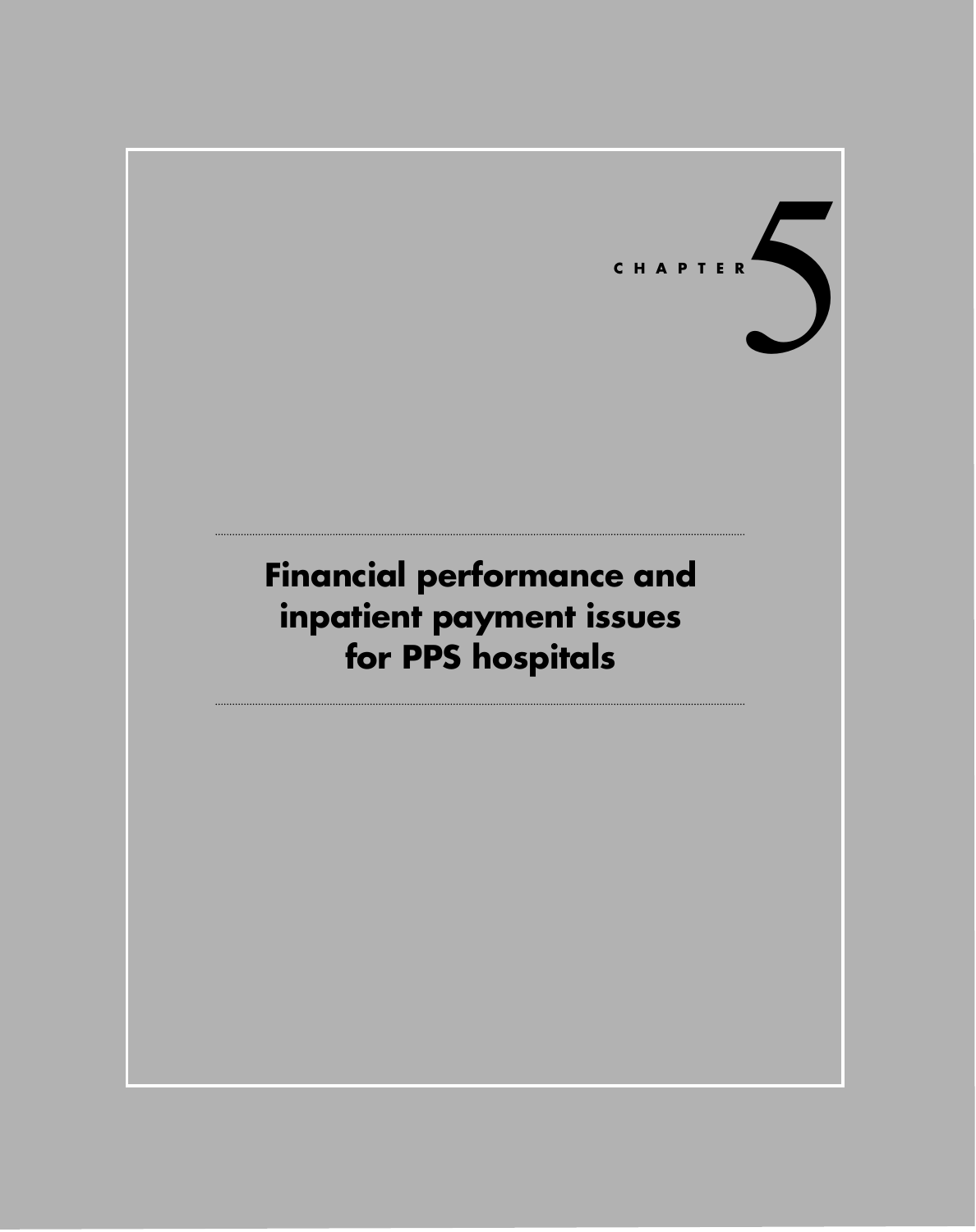CHAPTER 5

# Financial performance and inpatient payment issues for PPS hospitals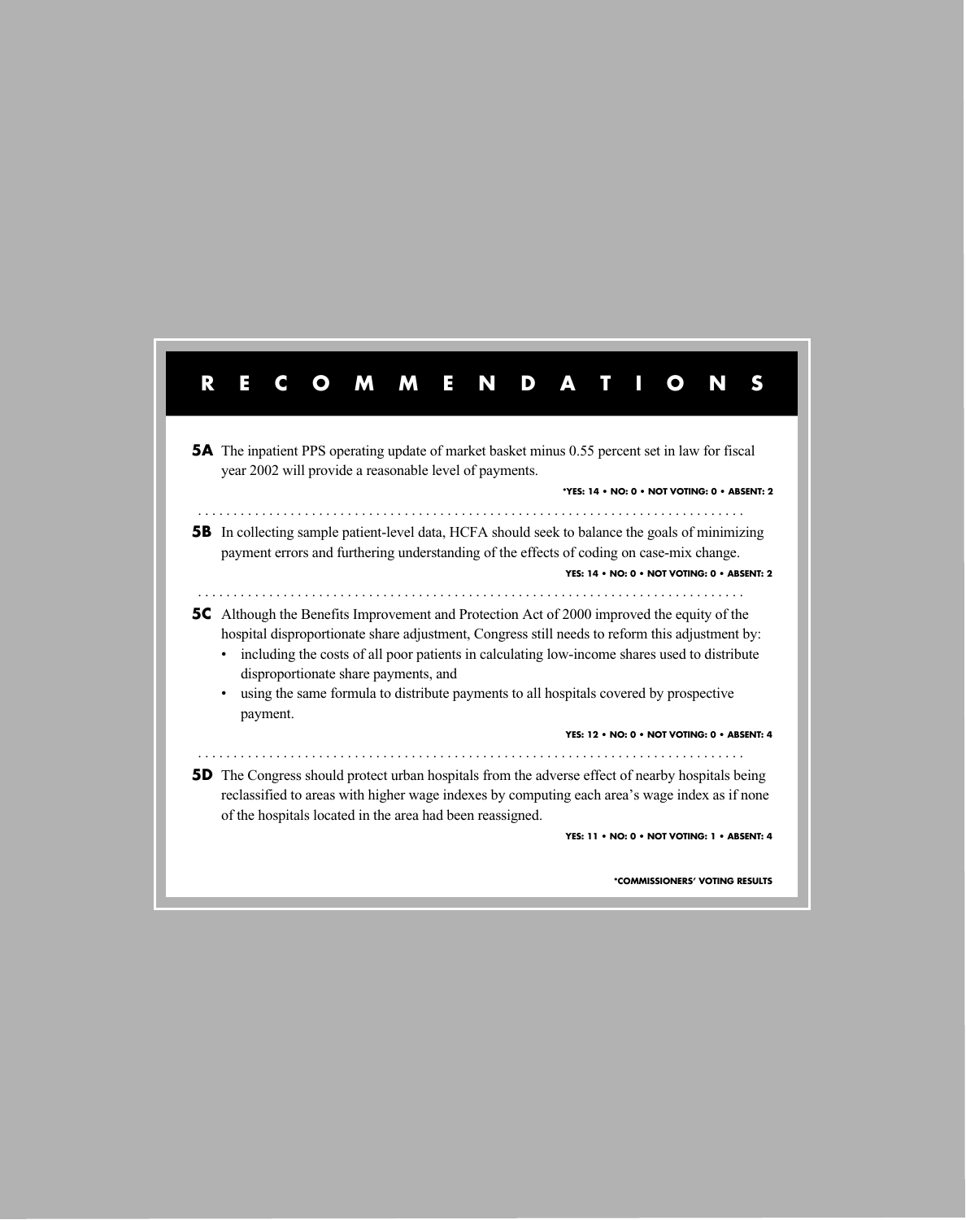# RECOMMENDATIONS

**5A** The inpatient PPS operating update of market basket minus 0.55 percent set in law for fiscal year 2002 will provide a reasonable level of payments.

*YES: 14 • NO: 0 • NOT VOTING: 0 • ABSENT: 2

**5B** In collecting sample patient-level data, HCFA should seek to balance the goals of minimizing payment errors and furthering understanding of the effects of coding on case-mix change.

YES: 14 • NO: 0 • NOT VOTING: 0 • ABSENT: 2

**5C** Although the Benefits Improvement and Protection Act of 2000 improved the equity of the hospital disproportionate share adjustment, Congress still needs to reform this adjustment by:

- including the costs of all poor patients in calculating low-income shares used to distribute disproportionate share payments, and
- using the same formula to distribute payments to all hospitals covered by prospective payment.

YES: 12 • NO: 0 • NOT VOTING: 0 • ABSENT: 4

**5D** The Congress should protect urban hospitals from the adverse effect of nearby hospitals being reclassified to areas with higher wage indexes by computing each area's wage index as if none of the hospitals located in the area had been reassigned.

YES: 11 • NO: 0 • NOT VOTING: 1 • ABSENT: 4

*COMMISSIONERS' VOTING RESULTS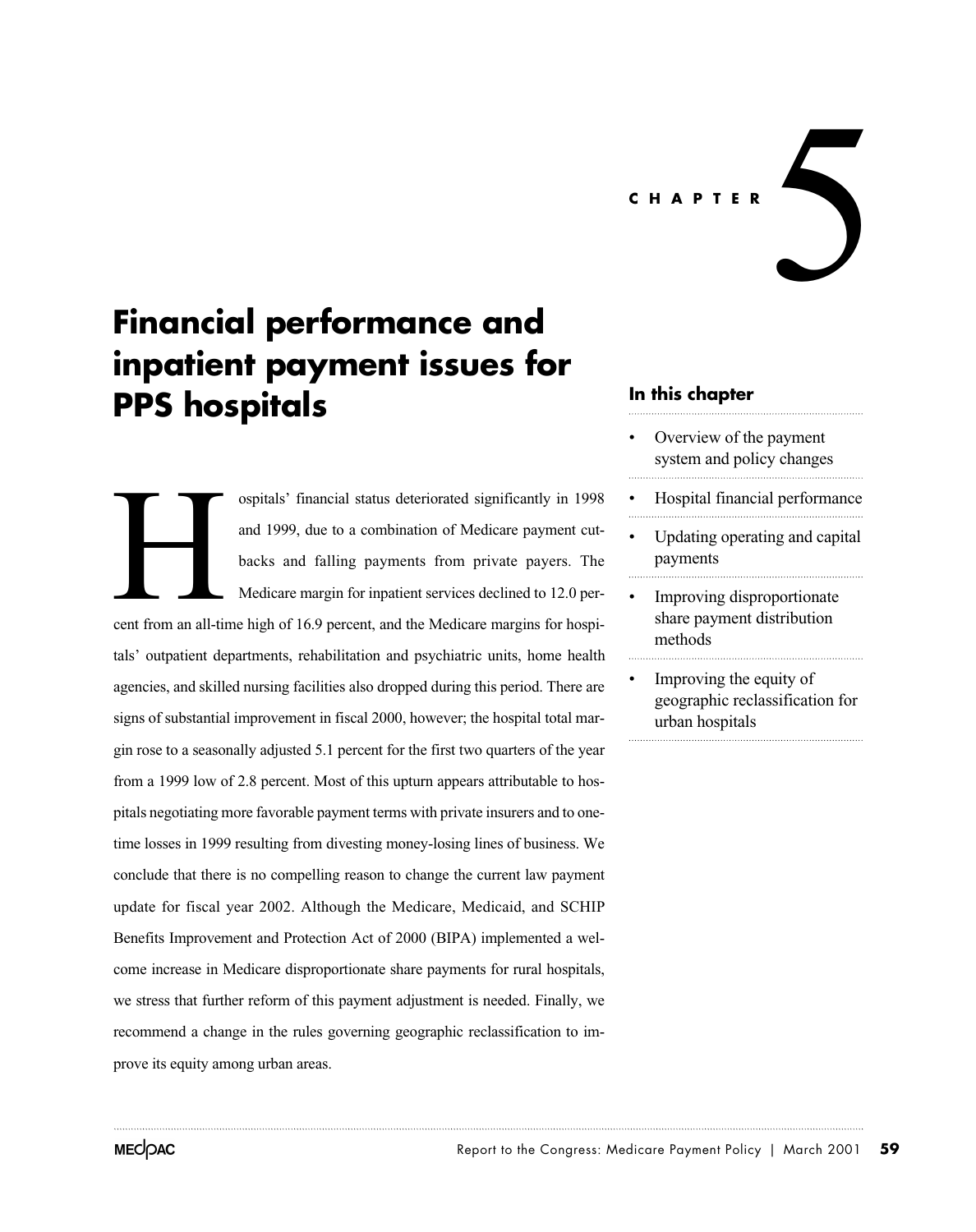CHAPTER 5

# Financial performance and inpatient payment issues for PPS hospitals

## In this chapter

- Overview of the payment system and policy changes
- Hospital financial performance
- Updating operating and capital payments
- Improving disproportionate share payment distribution methods
- Improving the equity of geographic reclassification for urban hospitals

Hospitals' financial status deteriorated significantly in 1998 and 1999, due to a combination of Medicare payment cutbacks and falling payments from private payers. The Medicare margin for inpatient services declined to 12.0 percent from an all-time high of 16.9 percent, and the Medicare margins for hospitals' outpatient departments, rehabilitation and psychiatric units, home health agencies, and skilled nursing facilities also dropped during this period. There are signs of substantial improvement in fiscal 2000, however; the hospital total margin rose to a seasonally adjusted 5.1 percent for the first two quarters of the year from a 1999 low of 2.8 percent. Most of this upturn appears attributable to hospitals negotiating more favorable payment terms with private insurers and to one-time losses in 1999 resulting from divesting money-losing lines of business. We conclude that there is no compelling reason to change the current law payment update for fiscal year 2002. Although the Medicare, Medicaid, and SCHIP Benefits Improvement and Protection Act of 2000 (BIPA) implemented a welcome increase in Medicare disproportionate share payments for rural hospitals, we stress that further reform of this payment adjustment is needed. Finally, we recommend a change in the rules governing geographic reclassification to improve its equity among urban areas.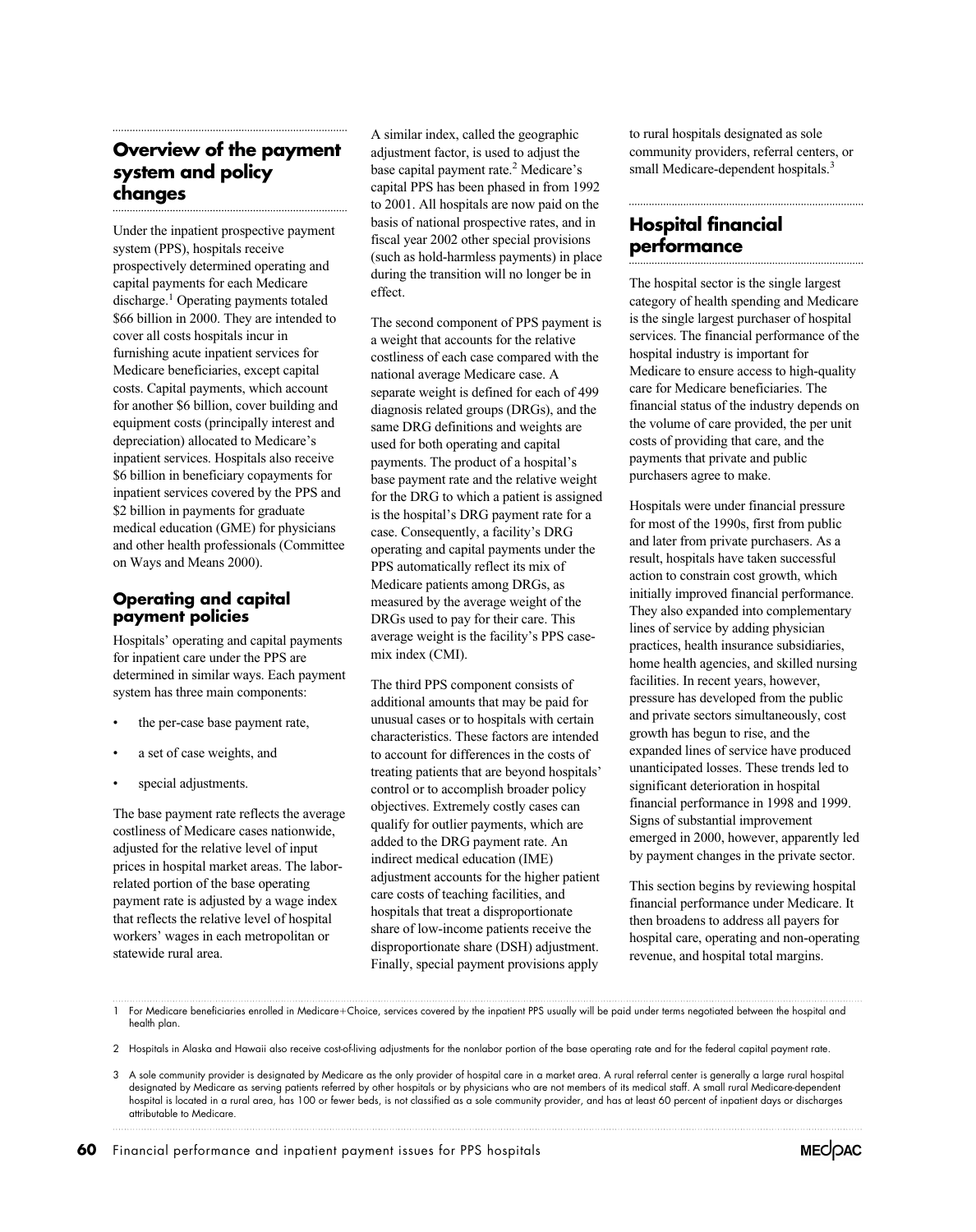## Overview of the payment system and policy changes

Under the inpatient prospective payment system (PPS), hospitals receive prospectively determined operating and capital payments for each Medicare discharge.[1] Operating payments totaled \$66 billion in 2000. They are intended to cover all costs hospitals incur in furnishing acute inpatient services for Medicare beneficiaries, except capital costs. Capital payments, which account for another \$6 billion, cover building and equipment costs (principally interest and depreciation) allocated to Medicare's inpatient services. Hospitals also receive \$6 billion in beneficiary copayments for inpatient services covered by the PPS and \$2 billion in payments for graduate medical education (GME) for physicians and other health professionals (Committee on Ways and Means 2000).

### Operating and capital payment policies

Hospitals' operating and capital payments for inpatient care under the PPS are determined in similar ways. Each payment system has three main components:

- the per-case base payment rate,
- a set of case weights, and
- special adjustments.

The base payment rate reflects the average costliness of Medicare cases nationwide, adjusted for the relative level of input prices in hospital market areas. The labor-related portion of the base operating payment rate is adjusted by a wage index that reflects the relative level of hospital workers' wages in each metropolitan or statewide rural area. A similar index, called the geographic adjustment factor, is used to adjust the base capital payment rate.[2] Medicare's capital PPS has been phased in from 1992 to 2001. All hospitals are now paid on the basis of national prospective rates, and in fiscal year 2002 other special provisions (such as hold-harmless payments) in place during the transition will no longer be in effect.

The second component of PPS payment is a weight that accounts for the relative costliness of each case compared with the national average Medicare case. A separate weight is defined for each of 499 diagnosis related groups (DRGs), and the same DRG definitions and weights are used for both operating and capital payments. The product of a hospital's base payment rate and the relative weight for the DRG to which a patient is assigned is the hospital's DRG payment rate for a case. Consequently, a facility's DRG operating and capital payments under the PPS automatically reflect its mix of Medicare patients among DRGs, as measured by the average weight of the DRGs used to pay for their care. This average weight is the facility's PPS case-mix index (CMI).

The third PPS component consists of additional amounts that may be paid for unusual cases or to hospitals with certain characteristics. These factors are intended to account for differences in the costs of treating patients that are beyond hospitals' control or to accomplish broader policy objectives. Extremely costly cases can qualify for outlier payments, which are added to the DRG payment rate. An indirect medical education (IME) adjustment accounts for the higher patient care costs of teaching facilities, and hospitals that treat a disproportionate share of low-income patients receive the disproportionate share (DSH) adjustment. Finally, special payment provisions apply to rural hospitals designated as sole community providers, referral centers, or small Medicare-dependent hospitals.[3]

## Hospital financial performance

The hospital sector is the single largest category of health spending and Medicare is the single largest purchaser of hospital services. The financial performance of the hospital industry is important for Medicare to ensure access to high-quality care for Medicare beneficiaries. The financial status of the industry depends on the volume of care provided, the per unit costs of providing that care, and the payments that private and public purchasers agree to make.

Hospitals were under financial pressure for most of the 1990s, first from public and later from private purchasers. As a result, hospitals have taken successful action to constrain cost growth, which initially improved financial performance. They also expanded into complementary lines of service by adding physician practices, health insurance subsidiaries, home health agencies, and skilled nursing facilities. In recent years, however, pressure has developed from the public and private sectors simultaneously, cost growth has begun to rise, and the expanded lines of service have produced unanticipated losses. These trends led to significant deterioration in hospital financial performance in 1998 and 1999. Signs of substantial improvement emerged in 2000, however, apparently led by payment changes in the private sector.

This section begins by reviewing hospital financial performance under Medicare. It then broadens to address all payers for hospital care, operating and non-operating revenue, and hospital total margins.

---

1 For Medicare beneficiaries enrolled in Medicare+Choice, services covered by the inpatient PPS usually will be paid under terms negotiated between the hospital and health plan.

2 Hospitals in Alaska and Hawaii also receive cost-of-living adjustments for the nonlabor portion of the base operating rate and for the federal capital payment rate.

3 A sole community provider is designated by Medicare as the only provider of hospital care in a market area. A rural referral center is generally a large rural hospital designated by Medicare as serving patients referred by other hospitals or by physicians who are not members of its medical staff. A small rural Medicare-dependent hospital is located in a rural area, has 100 or fewer beds, is not classified as a sole community provider, and has at least 60 percent of inpatient days or discharges attributable to Medicare.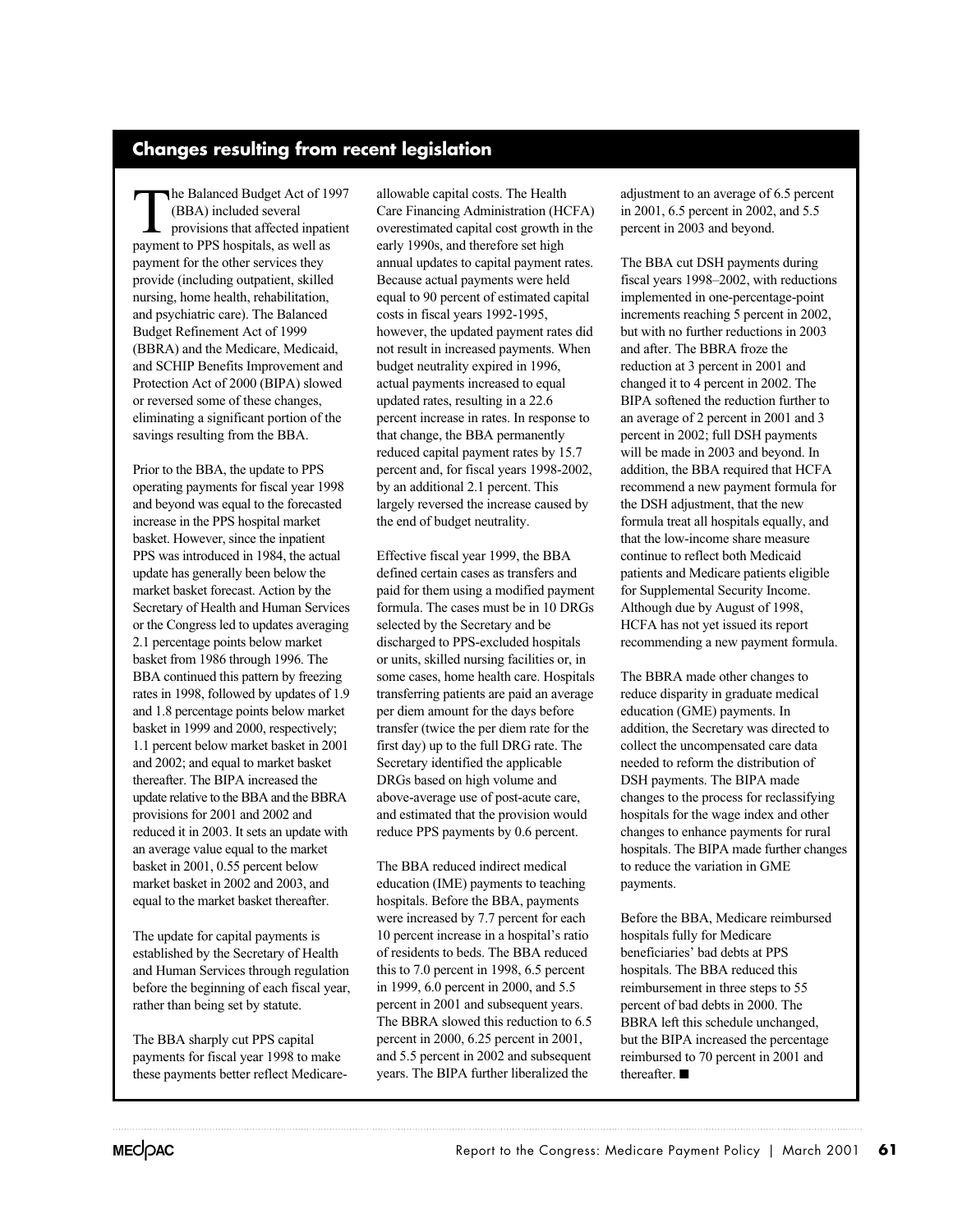## Changes resulting from recent legislation

The Balanced Budget Act of 1997 (BBA) included several provisions that affected inpatient payment to PPS hospitals, as well as payment for the other services they provide (including outpatient, skilled nursing, home health, rehabilitation, and psychiatric care). The Balanced Budget Refinement Act of 1999 (BBRA) and the Medicare, Medicaid, and SCHIP Benefits Improvement and Protection Act of 2000 (BIPA) slowed or reversed some of these changes, eliminating a significant portion of the savings resulting from the BBA.

Prior to the BBA, the update to PPS operating payments for fiscal year 1998 and beyond was equal to the forecasted increase in the PPS hospital market basket. However, since the inpatient PPS was introduced in 1984, the actual update has generally been below the market basket forecast. Action by the Secretary of Health and Human Services or the Congress led to updates averaging 2.1 percentage points below market basket from 1986 through 1996. The BBA continued this pattern by freezing rates in 1998, followed by updates of 1.9 and 1.8 percentage points below market basket in 1999 and 2000, respectively; 1.1 percent below market basket in 2001 and 2002; and equal to market basket thereafter. The BIPA increased the update relative to the BBA and the BBRA provisions for 2001 and 2002 and reduced it in 2003. It sets an update with an average value equal to the market basket in 2001, 0.55 percent below market basket in 2002 and 2003, and equal to the market basket thereafter.

The update for capital payments is established by the Secretary of Health and Human Services through regulation before the beginning of each fiscal year, rather than being set by statute.

The BBA sharply cut PPS capital payments for fiscal year 1998 to make these payments better reflect Medicare-allowable capital costs. The Health Care Financing Administration (HCFA) overestimated capital cost growth in the early 1990s, and therefore set high annual updates to capital payment rates. Because actual payments were held equal to 90 percent of estimated capital costs in fiscal years 1992-1995, however, the updated payment rates did not result in increased payments. When budget neutrality expired in 1996, actual payments increased to equal updated rates, resulting in a 22.6 percent increase in rates. In response to that change, the BBA permanently reduced capital payment rates by 15.7 percent and, for fiscal years 1998-2002, by an additional 2.1 percent. This largely reversed the increase caused by the end of budget neutrality.

Effective fiscal year 1999, the BBA defined certain cases as transfers and paid for them using a modified payment formula. The cases must be in 10 DRGs selected by the Secretary and be discharged to PPS-excluded hospitals or units, skilled nursing facilities or, in some cases, home health care. Hospitals transferring patients are paid an average per diem amount for the days before transfer (twice the per diem rate for the first day) up to the full DRG rate. The Secretary identified the applicable DRGs based on high volume and above-average use of post-acute care, and estimated that the provision would reduce PPS payments by 0.6 percent.

The BBA reduced indirect medical education (IME) payments to teaching hospitals. Before the BBA, payments were increased by 7.7 percent for each 10 percent increase in a hospital's ratio of residents to beds. The BBA reduced this to 7.0 percent in 1998, 6.5 percent in 1999, 6.0 percent in 2000, and 5.5 percent in 2001 and subsequent years. The BBRA slowed this reduction to 6.5 percent in 2000, 6.25 percent in 2001, and 5.5 percent in 2002 and subsequent years. The BIPA further liberalized the adjustment to an average of 6.5 percent in 2001, 6.5 percent in 2002, and 5.5 percent in 2003 and beyond.

The BBA cut DSH payments during fiscal years 1998–2002, with reductions implemented in one-percentage-point increments reaching 5 percent in 2002, but with no further reductions in 2003 and after. The BBRA froze the reduction at 3 percent in 2001 and changed it to 4 percent in 2002. The BIPA softened the reduction further to an average of 2 percent in 2001 and 3 percent in 2002; full DSH payments will be made in 2003 and beyond. In addition, the BBA required that HCFA recommend a new payment formula for the DSH adjustment, that the new formula treat all hospitals equally, and that the low-income share measure continue to reflect both Medicaid patients and Medicare patients eligible for Supplemental Security Income. Although due by August of 1998, HCFA has not yet issued its report recommending a new payment formula.

The BBRA made other changes to reduce disparity in graduate medical education (GME) payments. In addition, the Secretary was directed to collect the uncompensated care data needed to reform the distribution of DSH payments. The BIPA made changes to the process for reclassifying hospitals for the wage index and other changes to enhance payments for rural hospitals. The BIPA made further changes to reduce the variation in GME payments.

Before the BBA, Medicare reimbursed hospitals fully for Medicare beneficiaries' bad debts at PPS hospitals. The BBA reduced this reimbursement in three steps to 55 percent of bad debts in 2000. The BBRA left this schedule unchanged, but the BIPA increased the percentage reimbursed to 70 percent in 2001 and thereafter. ■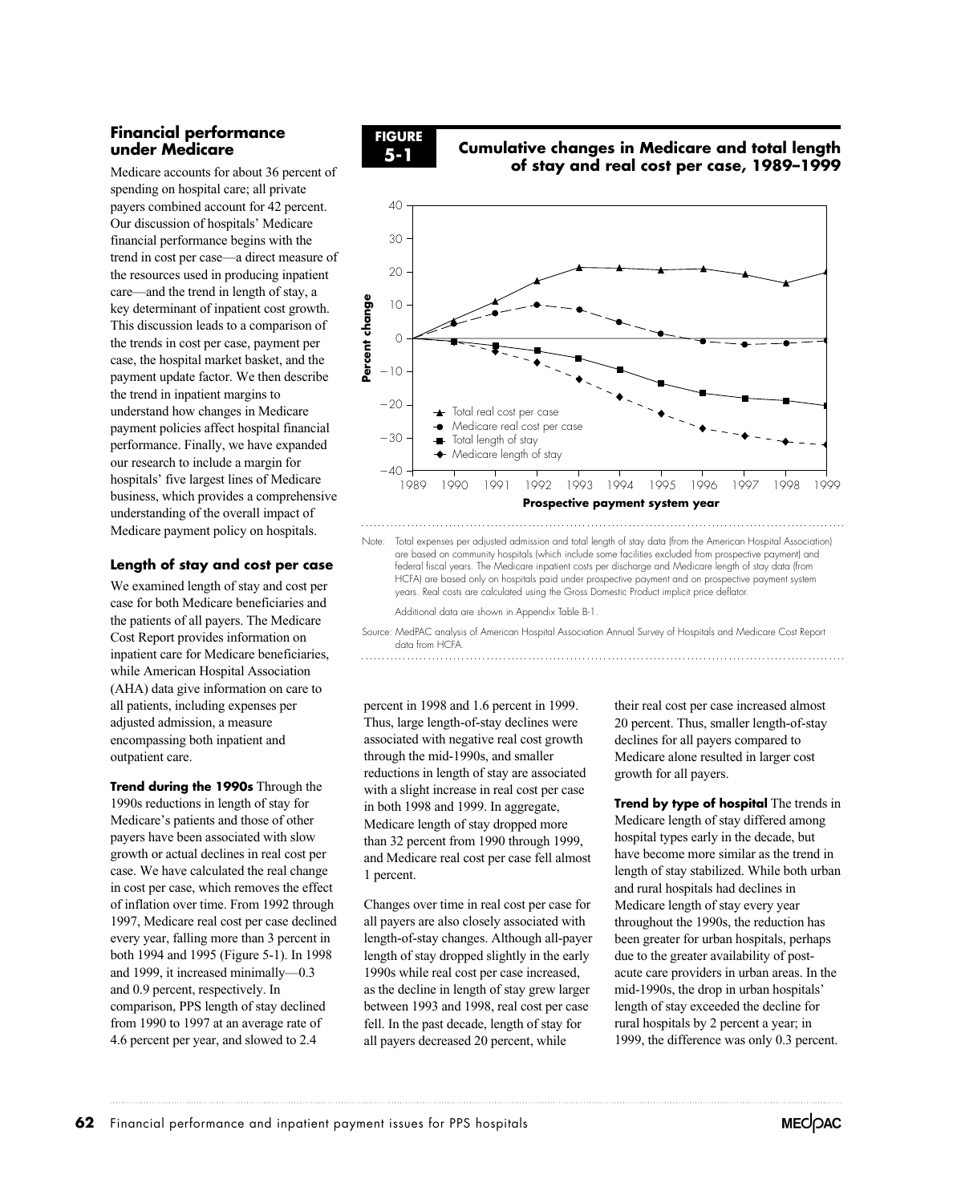## Financial performance under Medicare

Medicare accounts for about 36 percent of spending on hospital care; all private payers combined account for 42 percent. Our discussion of hospitals' Medicare financial performance begins with the trend in cost per case—a direct measure of the resources used in producing inpatient care—and the trend in length of stay, a key determinant of inpatient cost growth. This discussion leads to a comparison of the trends in cost per case, payment per case, the hospital market basket, and the payment update factor. We then describe the trend in inpatient margins to understand how changes in Medicare payment policies affect hospital financial performance. Finally, we have expanded our research to include a margin for hospitals' five largest lines of Medicare business, which provides a comprehensive understanding of the overall impact of Medicare payment policy on hospitals.

### Length of stay and cost per case

We examined length of stay and cost per case for both Medicare beneficiaries and the patients of all payers. The Medicare Cost Report provides information on inpatient care for Medicare beneficiaries, while American Hospital Association (AHA) data give information on care to all patients, including expenses per adjusted admission, a measure encompassing both inpatient and outpatient care.

**Trend during the 1990s** Through the 1990s reductions in length of stay for Medicare's patients and those of other payers have been associated with slow growth or actual declines in real cost per case. We have calculated the real change in cost per case, which removes the effect of inflation over time. From 1992 through 1997, Medicare real cost per case declined every year, falling more than 3 percent in both 1994 and 1995 (Figure 5-1). In 1998 and 1999, it increased minimally—0.3 and 0.9 percent, respectively. In comparison, PPS length of stay declined from 1990 to 1997 at an average rate of 4.6 percent per year, and slowed to 2.4 percent in 1998 and 1.6 percent in 1999. Thus, large length-of-stay declines were associated with negative real cost growth through the mid-1990s, and smaller reductions in length of stay are associated with a slight increase in real cost per case in both 1998 and 1999. In aggregate, Medicare length of stay dropped more than 32 percent from 1990 through 1999, and Medicare real cost per case fell almost 1 percent.

**FIGURE 5-1**

**Cumulative changes in Medicare and total length of stay and real cost per case, 1989–1999**

Note: Total expenses per adjusted admission and total length of stay data (from the American Hospital Association) are based on community hospitals (which include some facilities excluded from prospective payment) and federal fiscal years. The Medicare inpatient costs per discharge and Medicare length of stay data (from HCFA) are based only on hospitals paid under prospective payment and on prospective payment system years. Real costs are calculated using the Gross Domestic Product implicit price deflator.

Additional data are shown in Appendix Table B-1.

Source: MedPAC analysis of American Hospital Association Annual Survey of Hospitals and Medicare Cost Report data from HCFA.

Changes over time in real cost per case for all payers are also closely associated with length-of-stay changes. Although all-payer length of stay dropped slightly in the early 1990s while real cost per case increased, as the decline in length of stay grew larger between 1993 and 1998, real cost per case fell. In the past decade, length of stay for all payers decreased 20 percent, while their real cost per case increased almost 20 percent. Thus, smaller length-of-stay declines for all payers compared to Medicare alone resulted in larger cost growth for all payers.

**Trend by type of hospital** The trends in Medicare length of stay differed among hospital types early in the decade, but have become more similar as the trend in length of stay stabilized. While both urban and rural hospitals had declines in Medicare length of stay every year throughout the 1990s, the reduction has been greater for urban hospitals, perhaps due to the greater availability of post-acute care providers in urban areas. In the mid-1990s, the drop in urban hospitals' length of stay exceeded the decline for rural hospitals by 2 percent a year; in 1999, the difference was only 0.3 percent.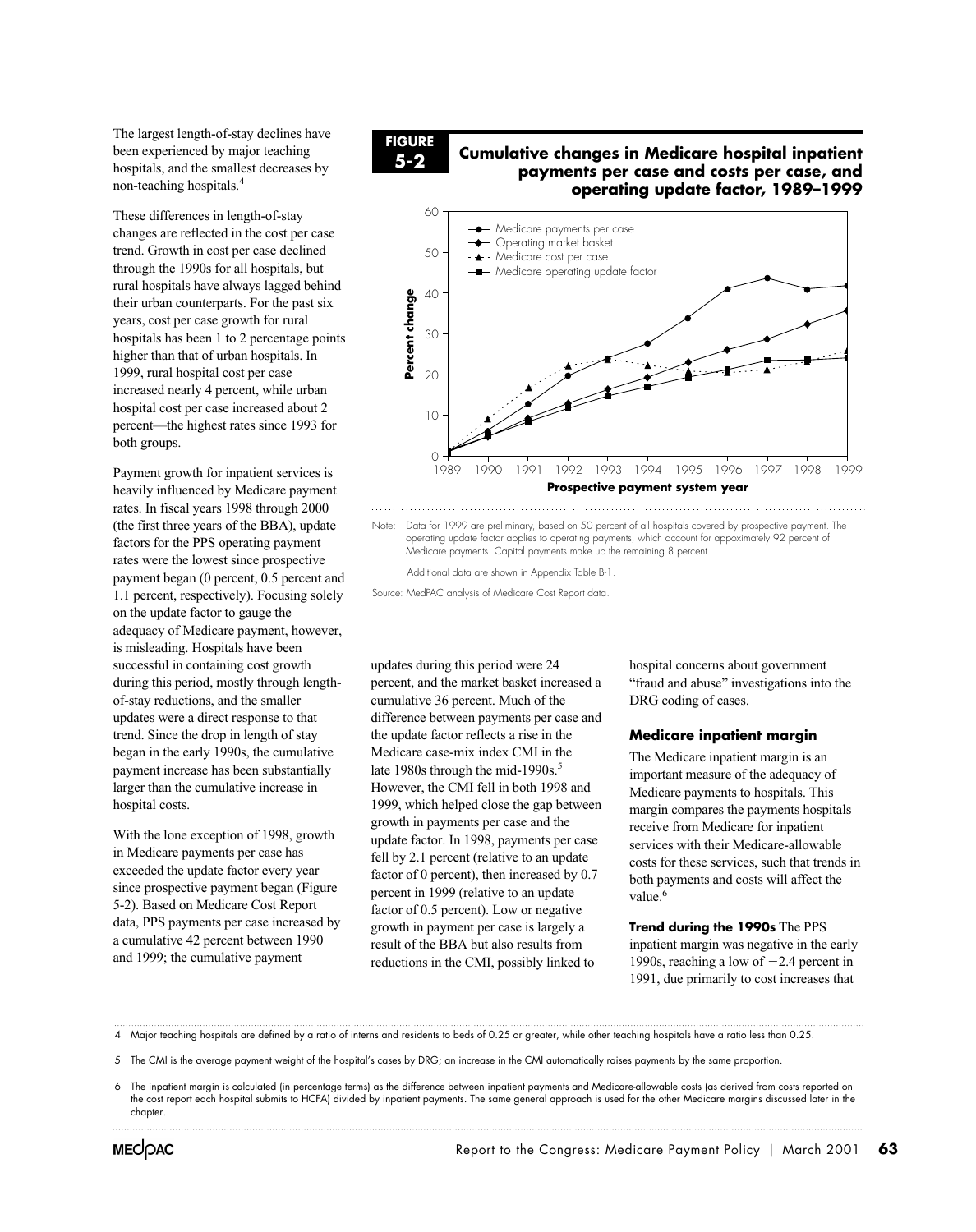The largest length-of-stay declines have been experienced by major teaching hospitals, and the smallest decreases by non-teaching hospitals.[4]

These differences in length-of-stay changes are reflected in the cost per case trend. Growth in cost per case declined through the 1990s for all hospitals, but rural hospitals have always lagged behind their urban counterparts. For the past six years, cost per case growth for rural hospitals has been 1 to 2 percentage points higher than that of urban hospitals. In 1999, rural hospital cost per case increased nearly 4 percent, while urban hospital cost per case increased about 2 percent—the highest rates since 1993 for both groups.

Payment growth for inpatient services is heavily influenced by Medicare payment rates. In fiscal years 1998 through 2000 (the first three years of the BBA), update factors for the PPS operating payment rates were the lowest since prospective payment began (0 percent, 0.5 percent and 1.1 percent, respectively). Focusing solely on the update factor to gauge the adequacy of Medicare payment, however, is misleading. Hospitals have been successful in containing cost growth during this period, mostly through length-of-stay reductions, and the smaller updates were a direct response to that trend. Since the drop in length of stay began in the early 1990s, the cumulative payment increase has been substantially larger than the cumulative increase in hospital costs.

With the lone exception of 1998, growth in Medicare payments per case has exceeded the update factor every year since prospective payment began (Figure 5-2). Based on Medicare Cost Report data, PPS payments per case increased by a cumulative 42 percent between 1990 and 1999; the cumulative payment updates during this period were 24 percent, and the market basket increased a cumulative 36 percent. Much of the difference between payments per case and the update factor reflects a rise in the Medicare case-mix index CMI in the late 1980s through the mid-1990s.[5] However, the CMI fell in both 1998 and 1999, which helped close the gap between growth in payments per case and the update factor. In 1998, payments per case fell by 2.1 percent (relative to an update factor of 0 percent), then increased by 0.7 percent in 1999 (relative to an update factor of 0.5 percent). Low or negative growth in payment per case is largely a result of the BBA but also results from reductions in the CMI, possibly linked to hospital concerns about government "fraud and abuse" investigations into the DRG coding of cases.

**FIGURE 5-2**

**Cumulative changes in Medicare hospital inpatient payments per case and costs per case, and operating update factor, 1989–1999**

Note: Data for 1999 are preliminary, based on 50 percent of all hospitals covered by prospective payment. The operating update factor applies to operating payments, which account for appoximately 92 percent of Medicare payments. Capital payments make up the remaining 8 percent.

Additional data are shown in Appendix Table B-1.

Source: MedPAC analysis of Medicare Cost Report data.

### Medicare inpatient margin

The Medicare inpatient margin is an important measure of the adequacy of Medicare payments to hospitals. This margin compares the payments hospitals receive from Medicare for inpatient services with their Medicare-allowable costs for these services, such that trends in both payments and costs will affect the value.[6]

**Trend during the 1990s** The PPS inpatient margin was negative in the early 1990s, reaching a low of −2.4 percent in 1991, due primarily to cost increases that

4 Major teaching hospitals are defined by a ratio of interns and residents to beds of 0.25 or greater, while other teaching hospitals have a ratio less than 0.25.

5 The CMI is the average payment weight of the hospital's cases by DRG; an increase in the CMI automatically raises payments by the same proportion.

6 The inpatient margin is calculated (in percentage terms) as the difference between inpatient payments and Medicare-allowable costs (as derived from costs reported on the cost report each hospital submits to HCFA) divided by inpatient payments. The same general approach is used for the other Medicare margins discussed later in the chapter.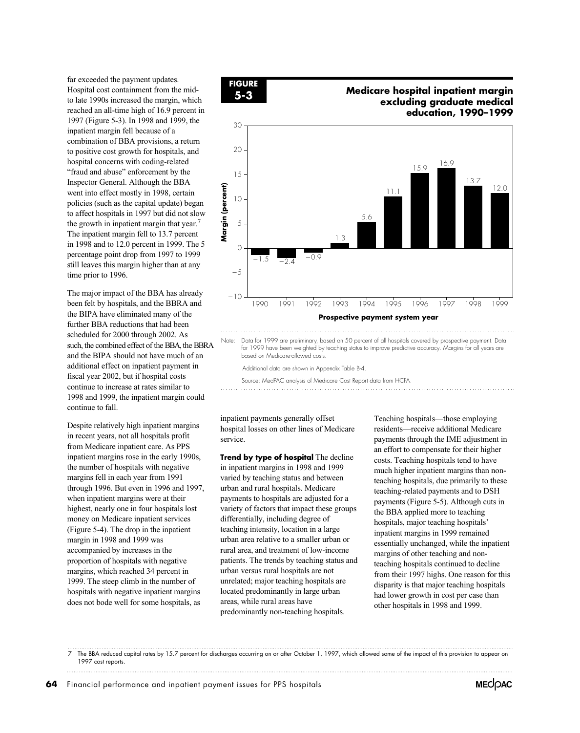far exceeded the payment updates. Hospital cost containment from the mid- to late 1990s increased the margin, which reached an all-time high of 16.9 percent in 1997 (Figure 5-3). In 1998 and 1999, the inpatient margin fell because of a combination of BBA provisions, a return to positive cost growth for hospitals, and hospital concerns with coding-related "fraud and abuse" enforcement by the Inspector General. Although the BBA went into effect mostly in 1998, certain policies (such as the capital update) began to affect hospitals in 1997 but did not slow the growth in inpatient margin that year.[7] The inpatient margin fell to 13.7 percent in 1998 and to 12.0 percent in 1999. The 5 percentage point drop from 1997 to 1999 still leaves this margin higher than at any time prior to 1996.

The major impact of the BBA has already been felt by hospitals, and the BBRA and the BIPA have eliminated many of the further BBA reductions that had been scheduled for 2000 through 2002. As such, the combined effect of the BBA, the BBRA and the BIPA should not have much of an additional effect on inpatient payment in fiscal year 2002, but if hospital costs continue to increase at rates similar to 1998 and 1999, the inpatient margin could continue to fall.

**FIGURE 5-3**

**Medicare hospital inpatient margin excluding graduate medical education, 1990–1999**

| Prospective payment system year | Margin (percent) |
|---|---|
| 1990 | −1.5 |
| 1991 | −2.4 |
| 1992 | −0.9 |
| 1993 | 1.3 |
| 1994 | 5.6 |
| 1995 | 11.1 |
| 1996 | 15.9 |
| 1997 | 16.9 |
| 1998 | 13.7 |
| 1999 | 12.0 |

Note: Data for 1999 are preliminary, based on 50 percent of all hospitals covered by prospective payment. Data for 1999 have been weighted by teaching status to improve predictive accuracy. Margins for all years are based on Medicare-allowed costs.

Additional data are shown in Appendix Table B-4.

Source: MedPAC analysis of Medicare Cost Report data from HCFA.

Despite relatively high inpatient margins in recent years, not all hospitals profit from Medicare inpatient care. As PPS inpatient margins rose in the early 1990s, the number of hospitals with negative margins fell in each year from 1991 through 1996. But even in 1996 and 1997, when inpatient margins were at their highest, nearly one in four hospitals lost money on Medicare inpatient services (Figure 5-4). The drop in the inpatient margin in 1998 and 1999 was accompanied by increases in the proportion of hospitals with negative margins, which reached 34 percent in 1999. The steep climb in the number of hospitals with negative inpatient margins does not bode well for some hospitals, as inpatient payments generally offset hospital losses on other lines of Medicare service.

**Trend by type of hospital** The decline in inpatient margins in 1998 and 1999 varied by teaching status and between urban and rural hospitals. Medicare payments to hospitals are adjusted for a variety of factors that impact these groups differentially, including degree of teaching intensity, location in a large urban area relative to a smaller urban or rural area, and treatment of low-income patients. The trends by teaching status and urban versus rural hospitals are not unrelated; major teaching hospitals are located predominantly in large urban areas, while rural areas have predominantly non-teaching hospitals.

Teaching hospitals—those employing residents—receive additional Medicare payments through the IME adjustment in an effort to compensate for their higher costs. Teaching hospitals tend to have much higher inpatient margins than non-teaching hospitals, due primarily to these teaching-related payments and to DSH payments (Figure 5-5). Although cuts in the BBA applied more to teaching hospitals, major teaching hospitals' inpatient margins in 1999 remained essentially unchanged, while the inpatient margins of other teaching and non-teaching hospitals continued to decline from their 1997 highs. One reason for this disparity is that major teaching hospitals had lower growth in cost per case than other hospitals in 1998 and 1999.

7 The BBA reduced capital rates by 15.7 percent for discharges occurring on or after October 1, 1997, which allowed some of the impact of this provision to appear on 1997 cost reports.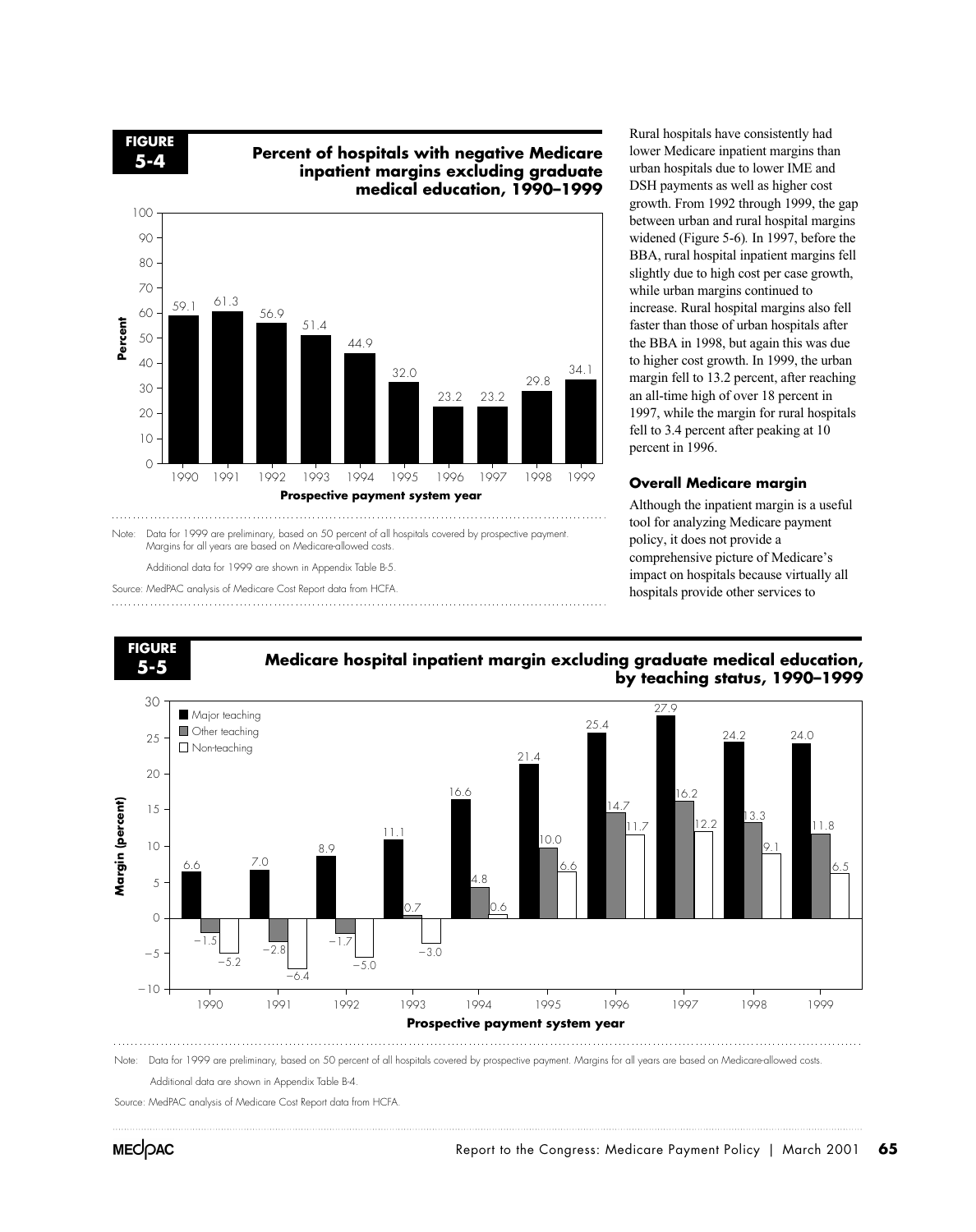**FIGURE 5-4**

**Percent of hospitals with negative Medicare inpatient margins excluding graduate medical education, 1990–1999**

| Prospective payment system year | Percent |
|---|---|
| 1990 | 59.1 |
| 1991 | 61.3 |
| 1992 | 56.9 |
| 1993 | 51.4 |
| 1994 | 44.9 |
| 1995 | 32.0 |
| 1996 | 23.2 |
| 1997 | 23.2 |
| 1998 | 29.8 |
| 1999 | 34.1 |

Note: Data for 1999 are preliminary, based on 50 percent of all hospitals covered by prospective payment. Margins for all years are based on Medicare-allowed costs.

Additional data for 1999 are shown in Appendix Table B-5.

Source: MedPAC analysis of Medicare Cost Report data from HCFA.

Rural hospitals have consistently had lower Medicare inpatient margins than urban hospitals due to lower IME and DSH payments as well as higher cost growth. From 1992 through 1999, the gap between urban and rural hospital margins widened (Figure 5-6). In 1997, before the BBA, rural hospital inpatient margins fell slightly due to high cost per case growth, while urban margins continued to increase. Rural hospital margins also fell faster than those of urban hospitals after the BBA in 1998, but again this was due to higher cost growth. In 1999, the urban margin fell to 13.2 percent, after reaching an all-time high of over 18 percent in 1997, while the margin for rural hospitals fell to 3.4 percent after peaking at 10 percent in 1996.

### Overall Medicare margin

Although the inpatient margin is a useful tool for analyzing Medicare payment policy, it does not provide a comprehensive picture of Medicare's impact on hospitals because virtually all hospitals provide other services to

**FIGURE 5-5**

**Medicare hospital inpatient margin excluding graduate medical education, by teaching status, 1990–1999**

| Prospective payment system year | Major teaching | Other teaching | Non-teaching |
|---|---|---|---|
| 1990 | 6.6 | −1.5 | −5.2 |
| 1991 | 7.0 | −2.8 | −6.4 |
| 1992 | 8.9 | −1.7 | −5.0 |
| 1993 | 11.1 | 0.7 | −3.0 |
| 1994 | 16.6 | 4.8 | 0.6 |
| 1995 | 21.4 | 10.0 | 6.6 |
| 1996 | 25.4 | 14.7 | 11.7 |
| 1997 | 27.9 | 16.2 | 12.2 |
| 1998 | 24.2 | 13.3 | 9.1 |
| 1999 | 24.0 | 11.8 | 6.5 |

Margin (percent)

Note: Data for 1999 are preliminary, based on 50 percent of all hospitals covered by prospective payment. Margins for all years are based on Medicare-allowed costs.

Additional data are shown in Appendix Table B-4.

Source: MedPAC analysis of Medicare Cost Report data from HCFA.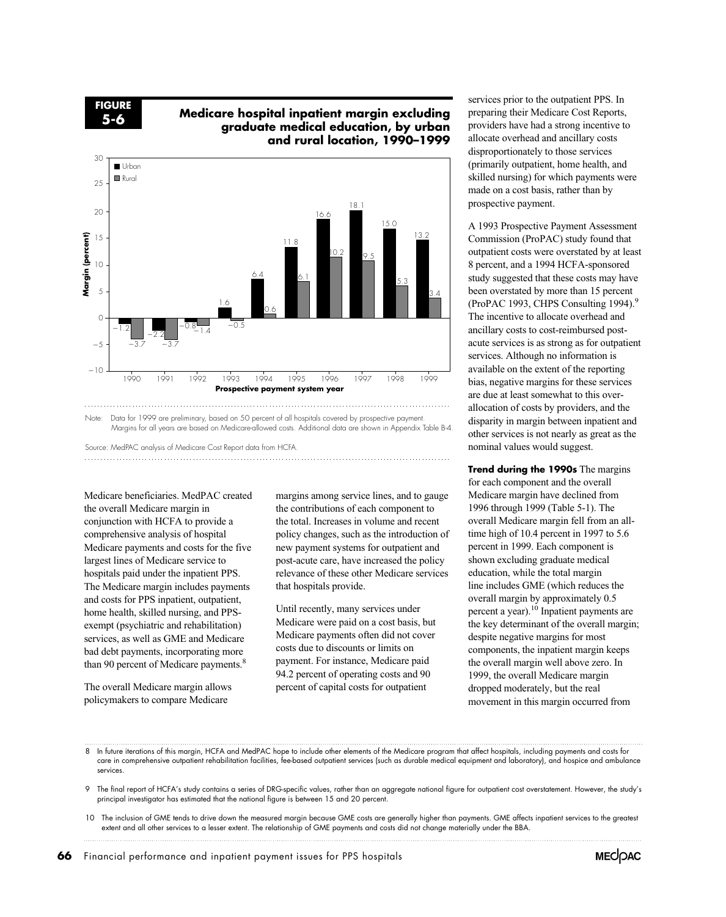**FIGURE 5-6**

**Medicare hospital inpatient margin excluding graduate medical education, by urban and rural location, 1990–1999**

| Prospective payment system year | Urban | Rural |
|---|---|---|
| 1990 | −1.2 | −3.7 |
| 1991 | −2.2 | −3.7 |
| 1992 | −0.8 | −1.4 |
| 1993 | 1.6 | −0.5 |
| 1994 | 6.4 | 0.6 |
| 1995 | 11.8 | 6.1 |
| 1996 | 16.6 | 10.2 |
| 1997 | 18.1 | 9.5 |
| 1998 | 15.0 | 5.3 |
| 1999 | 13.2 | 3.4 |

Note: Data for 1999 are preliminary, based on 50 percent of all hospitals covered by prospective payment. Margins for all years are based on Medicare-allowed costs. Additional data are shown in Appendix Table B-4.

Source: MedPAC analysis of Medicare Cost Report data from HCFA.

Medicare beneficiaries. MedPAC created the overall Medicare margin in conjunction with HCFA to provide a comprehensive analysis of hospital Medicare payments and costs for the five largest lines of Medicare service to hospitals paid under the inpatient PPS. The Medicare margin includes payments and costs for PPS inpatient, outpatient, home health, skilled nursing, and PPS-exempt (psychiatric and rehabilitation) services, as well as GME and Medicare bad debt payments, incorporating more than 90 percent of Medicare payments.[8]

The overall Medicare margin allows policymakers to compare Medicare margins among service lines, and to gauge the contributions of each component to the total. Increases in volume and recent policy changes, such as the introduction of new payment systems for outpatient and post-acute care, have increased the policy relevance of these other Medicare services that hospitals provide.

Until recently, many services under Medicare were paid on a cost basis, but Medicare payments often did not cover costs due to discounts or limits on payment. For instance, Medicare paid 94.2 percent of operating costs and 90 percent of capital costs for outpatient services prior to the outpatient PPS. In preparing their Medicare Cost Reports, providers have had a strong incentive to allocate overhead and ancillary costs disproportionately to those services (primarily outpatient, home health, and skilled nursing) for which payments were made on a cost basis, rather than by prospective payment.

A 1993 Prospective Payment Assessment Commission (ProPAC) study found that outpatient costs were overstated by at least 8 percent, and a 1994 HCFA-sponsored study suggested that these costs may have been overstated by more than 15 percent (ProPAC 1993, CHPS Consulting 1994).[9] The incentive to allocate overhead and ancillary costs to cost-reimbursed post-acute services is as strong as for outpatient services. Although no information is available on the extent of the reporting bias, negative margins for these services are due at least somewhat to this over-allocation of costs by providers, and the disparity in margin between inpatient and other services is not nearly as great as the nominal values would suggest.

**Trend during the 1990s** The margins for each component and the overall Medicare margin have declined from 1996 through 1999 (Table 5-1). The overall Medicare margin fell from an all-time high of 10.4 percent in 1997 to 5.6 percent in 1999. Each component is shown excluding graduate medical education, while the total margin line includes GME (which reduces the overall margin by approximately 0.5 percent a year).[10] Inpatient payments are the key determinant of the overall margin; despite negative margins for most components, the inpatient margin keeps the overall margin well above zero. In 1999, the overall Medicare margin dropped moderately, but the real movement in this margin occurred from

8 In future iterations of this margin, HCFA and MedPAC hope to include other elements of the Medicare program that affect hospitals, including payments and costs for care in comprehensive outpatient rehabilitation facilities, fee-based outpatient services (such as durable medical equipment and laboratory), and hospice and ambulance services.

9 The final report of HCFA's study contains a series of DRG-specific values, rather than an aggregate national figure for outpatient cost overstatement. However, the study's principal investigator has estimated that the national figure is between 15 and 20 percent.

10 The inclusion of GME tends to drive down the measured margin because GME costs are generally higher than payments. GME affects inpatient services to the greatest extent and all other services to a lesser extent. The relationship of GME payments and costs did not change materially under the BBA.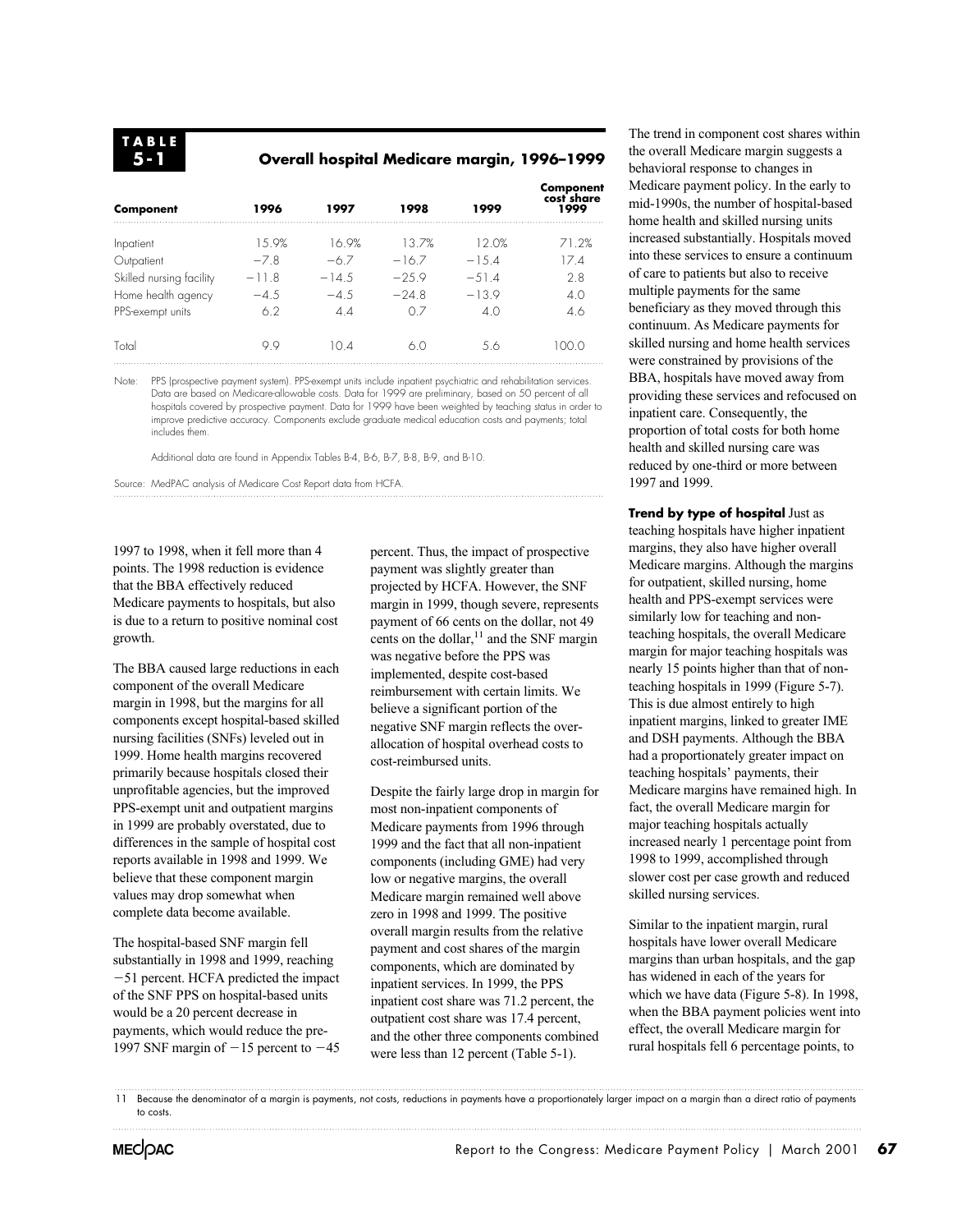**TABLE 5-1**

**Overall hospital Medicare margin, 1996–1999**

| Component | 1996 | 1997 | 1998 | 1999 | Component cost share 1999 |
|---|---|---|---|---|---|
| Inpatient | 15.9% | 16.9% | 13.7% | 12.0% | 71.2% |
| Outpatient | −7.8 | −6.7 | −16.7 | −15.4 | 17.4 |
| Skilled nursing facility | −11.8 | −14.5 | −25.9 | −51.4 | 2.8 |
| Home health agency | −4.5 | −4.5 | −24.8 | −13.9 | 4.0 |
| PPS-exempt units | 6.2 | 4.4 | 0.7 | 4.0 | 4.6 |
| Total | 9.9 | 10.4 | 6.0 | 5.6 | 100.0 |

Note: PPS (prospective payment system). PPS-exempt units include inpatient psychiatric and rehabilitation services. Data are based on Medicare-allowable costs. Data for 1999 are preliminary, based on 50 percent of all hospitals covered by prospective payment. Data for 1999 have been weighted by teaching status in order to improve predictive accuracy. Components exclude graduate medical education costs and payments; total includes them.

Additional data are found in Appendix Tables B-4, B-6, B-7, B-8, B-9, and B-10.

Source: MedPAC analysis of Medicare Cost Report data from HCFA.

1997 to 1998, when it fell more than 4 points. The 1998 reduction is evidence that the BBA effectively reduced Medicare payments to hospitals, but also is due to a return to positive nominal cost growth.

The BBA caused large reductions in each component of the overall Medicare margin in 1998, but the margins for all components except hospital-based skilled nursing facilities (SNFs) leveled out in 1999. Home health margins recovered primarily because hospitals closed their unprofitable agencies, but the improved PPS-exempt unit and outpatient margins in 1999 are probably overstated, due to differences in the sample of hospital cost reports available in 1998 and 1999. We believe that these component margin values may drop somewhat when complete data become available.

The hospital-based SNF margin fell substantially in 1998 and 1999, reaching −51 percent. HCFA predicted the impact of the SNF PPS on hospital-based units would be a 20 percent decrease in payments, which would reduce the pre-1997 SNF margin of −15 percent to −45 percent. Thus, the impact of prospective payment was slightly greater than projected by HCFA. However, the SNF margin in 1999, though severe, represents payment of 66 cents on the dollar, not 49 cents on the dollar,[11] and the SNF margin was negative before the PPS was implemented, despite cost-based reimbursement with certain limits. We believe a significant portion of the negative SNF margin reflects the over-allocation of hospital overhead costs to cost-reimbursed units.

Despite the fairly large drop in margin for most non-inpatient components of Medicare payments from 1996 through 1999 and the fact that all non-inpatient components (including GME) had very low or negative margins, the overall Medicare margin remained well above zero in 1998 and 1999. The positive overall margin results from the relative payment and cost shares of the margin components, which are dominated by inpatient services. In 1999, the PPS inpatient cost share was 71.2 percent, the outpatient cost share was 17.4 percent, and the other three components combined were less than 12 percent (Table 5-1).

The trend in component cost shares within the overall Medicare margin suggests a behavioral response to changes in Medicare payment policy. In the early to mid-1990s, the number of hospital-based home health and skilled nursing units increased substantially. Hospitals moved into these services to ensure a continuum of care to patients but also to receive multiple payments for the same beneficiary as they moved through this continuum. As Medicare payments for skilled nursing and home health services were constrained by provisions of the BBA, hospitals have moved away from providing these services and refocused on inpatient care. Consequently, the proportion of total costs for both home health and skilled nursing care was reduced by one-third or more between 1997 and 1999.

**Trend by type of hospital** Just as teaching hospitals have higher inpatient margins, they also have higher overall Medicare margins. Although the margins for outpatient, skilled nursing, home health and PPS-exempt services were similarly low for teaching and non-teaching hospitals, the overall Medicare margin for major teaching hospitals was nearly 15 points higher than that of non-teaching hospitals in 1999 (Figure 5-7). This is due almost entirely to high inpatient margins, linked to greater IME and DSH payments. Although the BBA had a proportionately greater impact on teaching hospitals' payments, their Medicare margins have remained high. In fact, the overall Medicare margin for major teaching hospitals actually increased nearly 1 percentage point from 1998 to 1999, accomplished through slower cost per case growth and reduced skilled nursing services.

Similar to the inpatient margin, rural hospitals have lower overall Medicare margins than urban hospitals, and the gap has widened in each of the years for which we have data (Figure 5-8). In 1998, when the BBA payment policies went into effect, the overall Medicare margin for rural hospitals fell 6 percentage points, to

11 Because the denominator of a margin is payments, not costs, reductions in payments have a proportionately larger impact on a margin than a direct ratio of payments to costs.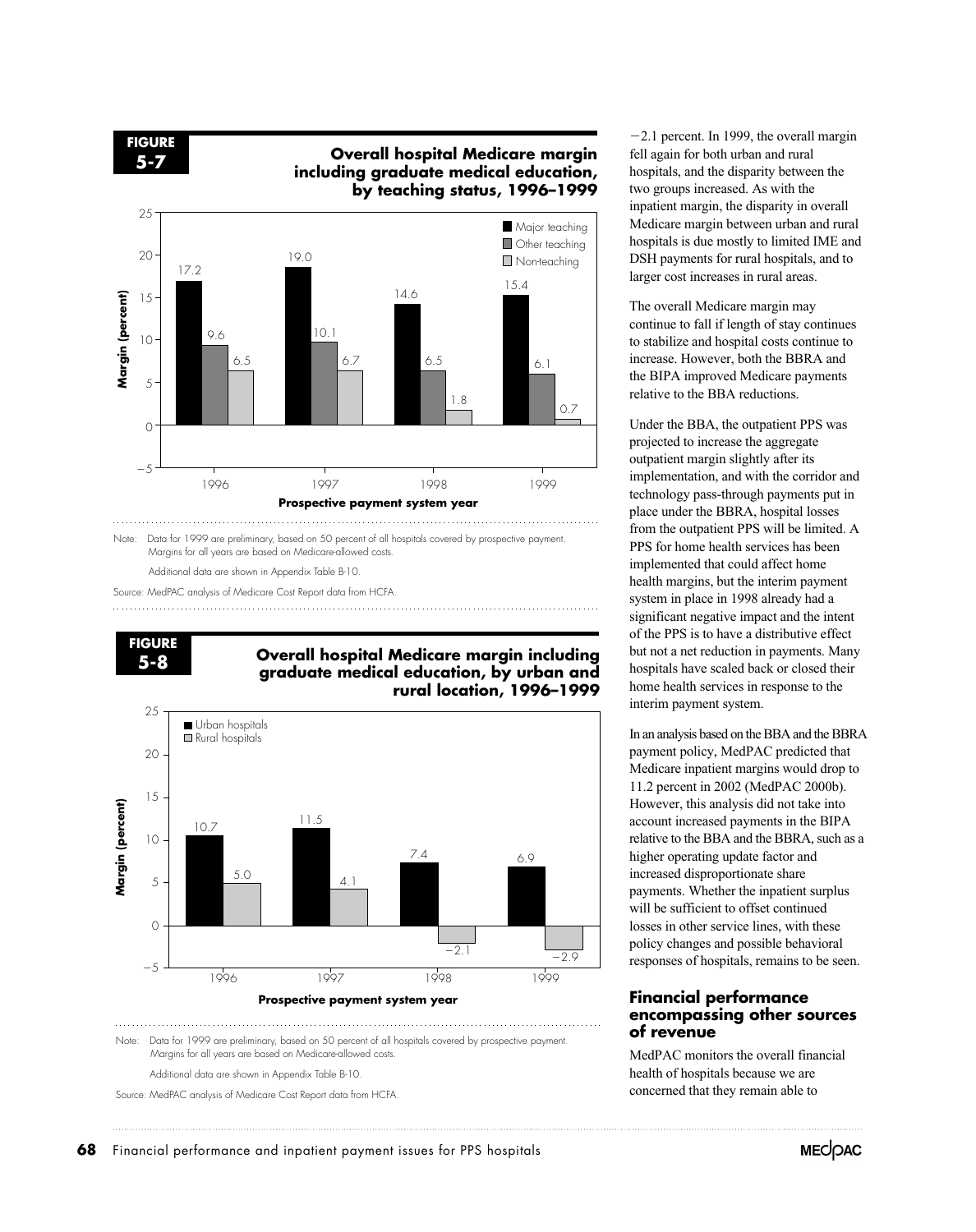**FIGURE 5-7**

**Overall hospital Medicare margin including graduate medical education, by teaching status, 1996–1999**

| Prospective payment system year | Major teaching | Other teaching | Non-teaching |
|---|---|---|---|
| 1996 | 17.2 | 9.6 | 6.5 |
| 1997 | 19.0 | 10.1 | 6.7 |
| 1998 | 14.6 | 6.5 | 1.8 |
| 1999 | 15.4 | 6.1 | 0.7 |

Margin (percent)

Note: Data for 1999 are preliminary, based on 50 percent of all hospitals covered by prospective payment. Margins for all years are based on Medicare-allowed costs.

Additional data are shown in Appendix Table B-10.

Source: MedPAC analysis of Medicare Cost Report data from HCFA.

**FIGURE 5-8**

**Overall hospital Medicare margin including graduate medical education, by urban and rural location, 1996–1999**

| Prospective payment system year | Urban hospitals | Rural hospitals |
|---|---|---|
| 1996 | 10.7 | 5.0 |
| 1997 | 11.5 | 4.1 |
| 1998 | 7.4 | −2.1 |
| 1999 | 6.9 | −2.9 |

Margin (percent)

Note: Data for 1999 are preliminary, based on 50 percent of all hospitals covered by prospective payment. Margins for all years are based on Medicare-allowed costs.

Additional data are shown in Appendix Table B-10.

Source: MedPAC analysis of Medicare Cost Report data from HCFA.

−2.1 percent. In 1999, the overall margin fell again for both urban and rural hospitals, and the disparity between the two groups increased. As with the inpatient margin, the disparity in overall Medicare margin between urban and rural hospitals is due mostly to limited IME and DSH payments for rural hospitals, and to larger cost increases in rural areas.

The overall Medicare margin may continue to fall if length of stay continues to stabilize and hospital costs continue to increase. However, both the BBRA and the BIPA improved Medicare payments relative to the BBA reductions.

Under the BBA, the outpatient PPS was projected to increase the aggregate outpatient margin slightly after its implementation, and with the corridor and technology pass-through payments put in place under the BBRA, hospital losses from the outpatient PPS will be limited. A PPS for home health services has been implemented that could affect home health margins, but the interim payment system in place in 1998 already had a significant negative impact and the intent of the PPS is to have a distributive effect but not a net reduction in payments. Many hospitals have scaled back or closed their home health services in response to the interim payment system.

In an analysis based on the BBA and the BBRA payment policy, MedPAC predicted that Medicare inpatient margins would drop to 11.2 percent in 2002 (MedPAC 2000b). However, this analysis did not take into account increased payments in the BIPA relative to the BBA and the BBRA, such as a higher operating update factor and increased disproportionate share payments. Whether the inpatient surplus will be sufficient to offset continued losses in other service lines, with these policy changes and possible behavioral responses of hospitals, remains to be seen.

## Financial performance encompassing other sources of revenue

MedPAC monitors the overall financial health of hospitals because we are concerned that they remain able to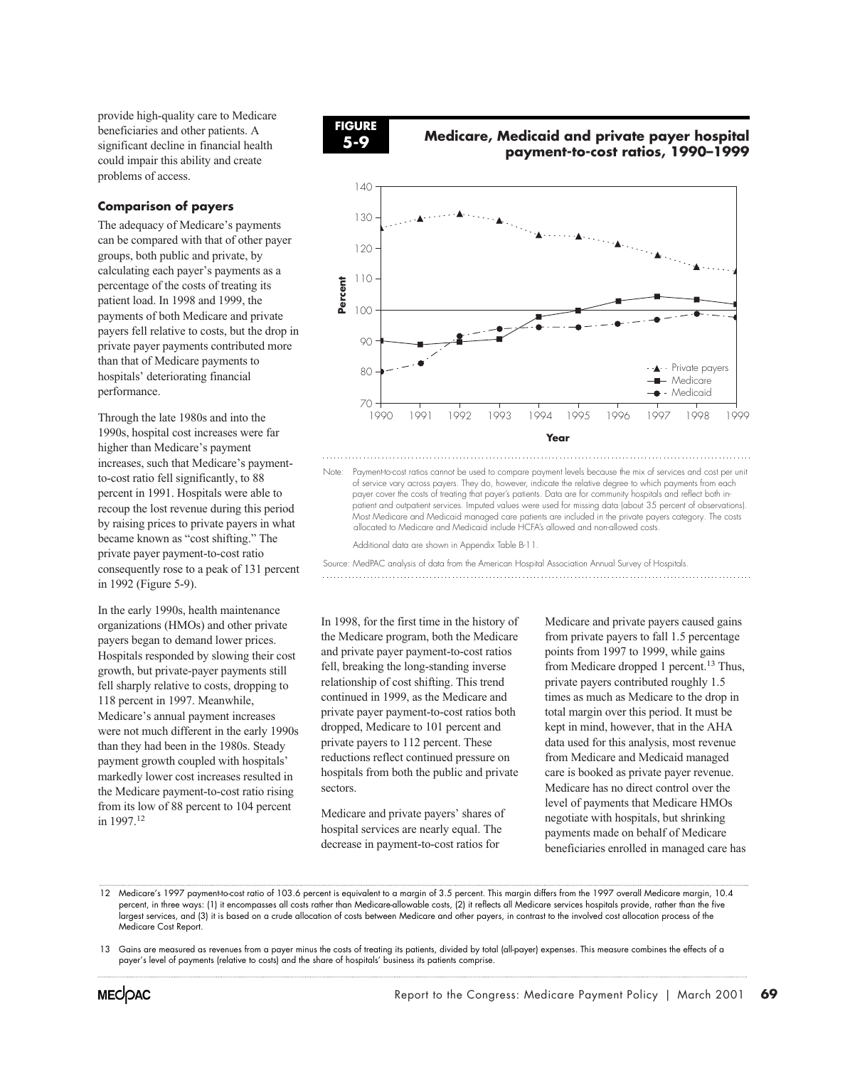provide high-quality care to Medicare beneficiaries and other patients. A significant decline in financial health could impair this ability and create problems of access.

### Comparison of payers

The adequacy of Medicare's payments can be compared with that of other payer groups, both public and private, by calculating each payer's payments as a percentage of the costs of treating its patient load. In 1998 and 1999, the payments of both Medicare and private payers fell relative to costs, but the drop in private payer payments contributed more than that of Medicare payments to hospitals' deteriorating financial performance.

Through the late 1980s and into the 1990s, hospital cost increases were far higher than Medicare's payment increases, such that Medicare's payment-to-cost ratio fell significantly, to 88 percent in 1991. Hospitals were able to recoup the lost revenue during this period by raising prices to private payers in what became known as "cost shifting." The private payer payment-to-cost ratio consequently rose to a peak of 131 percent in 1992 (Figure 5-9).

In the early 1990s, health maintenance organizations (HMOs) and other private payers began to demand lower prices. Hospitals responded by slowing their cost growth, but private-payer payments still fell sharply relative to costs, dropping to 118 percent in 1997. Meanwhile, Medicare's annual payment increases were not much different in the early 1990s than they had been in the 1980s. Steady payment growth coupled with hospitals' markedly lower cost increases resulted in the Medicare payment-to-cost ratio rising from its low of 88 percent to 104 percent in 1997.[12]

**FIGURE 5-9**

**Medicare, Medicaid and private payer hospital payment-to-cost ratios, 1990–1999**

Note: Payment-to-cost ratios cannot be used to compare payment levels because the mix of services and cost per unit of service vary across payers. They do, however, indicate the relative degree to which payments from each payer cover the costs of treating that payer's patients. Data are for community hospitals and reflect both in-patient and outpatient services. Imputed values were used for missing data (about 35 percent of observations). Most Medicare and Medicaid managed care patients are included in the private payers category. The costs allocated to Medicare and Medicaid include HCFA's allowed and non-allowed costs.

Additional data are shown in Appendix Table B-11.

Source: MedPAC analysis of data from the American Hospital Association Annual Survey of Hospitals.

In 1998, for the first time in the history of the Medicare program, both the Medicare and private payer payment-to-cost ratios fell, breaking the long-standing inverse relationship of cost shifting. This trend continued in 1999, as the Medicare and private payer payment-to-cost ratios both dropped, Medicare to 101 percent and private payers to 112 percent. These reductions reflect continued pressure on hospitals from both the public and private sectors.

Medicare and private payers' shares of hospital services are nearly equal. The decrease in payment-to-cost ratios for Medicare and private payers caused gains from private payers to fall 1.5 percentage points from 1997 to 1999, while gains from Medicare dropped 1 percent.[13] Thus, private payers contributed roughly 1.5 times as much as Medicare to the drop in total margin over this period. It must be kept in mind, however, that in the AHA data used for this analysis, most revenue from Medicare and Medicaid managed care is booked as private payer revenue. Medicare has no direct control over the level of payments that Medicare HMOs negotiate with hospitals, but shrinking payments made on behalf of Medicare beneficiaries enrolled in managed care has

12 Medicare's 1997 payment-to-cost ratio of 103.6 percent is equivalent to a margin of 3.5 percent. This margin differs from the 1997 overall Medicare margin, 10.4 percent, in three ways: (1) it encompasses all costs rather than Medicare-allowable costs, (2) it reflects all Medicare services hospitals provide, rather than the five largest services, and (3) it is based on a crude allocation of costs between Medicare and other payers, in contrast to the involved cost allocation process of the Medicare Cost Report.

13 Gains are measured as revenues from a payer minus the costs of treating its patients, divided by total (all-payer) expenses. This measure combines the effects of a payer's level of payments (relative to costs) and the share of hospitals' business its patients comprise.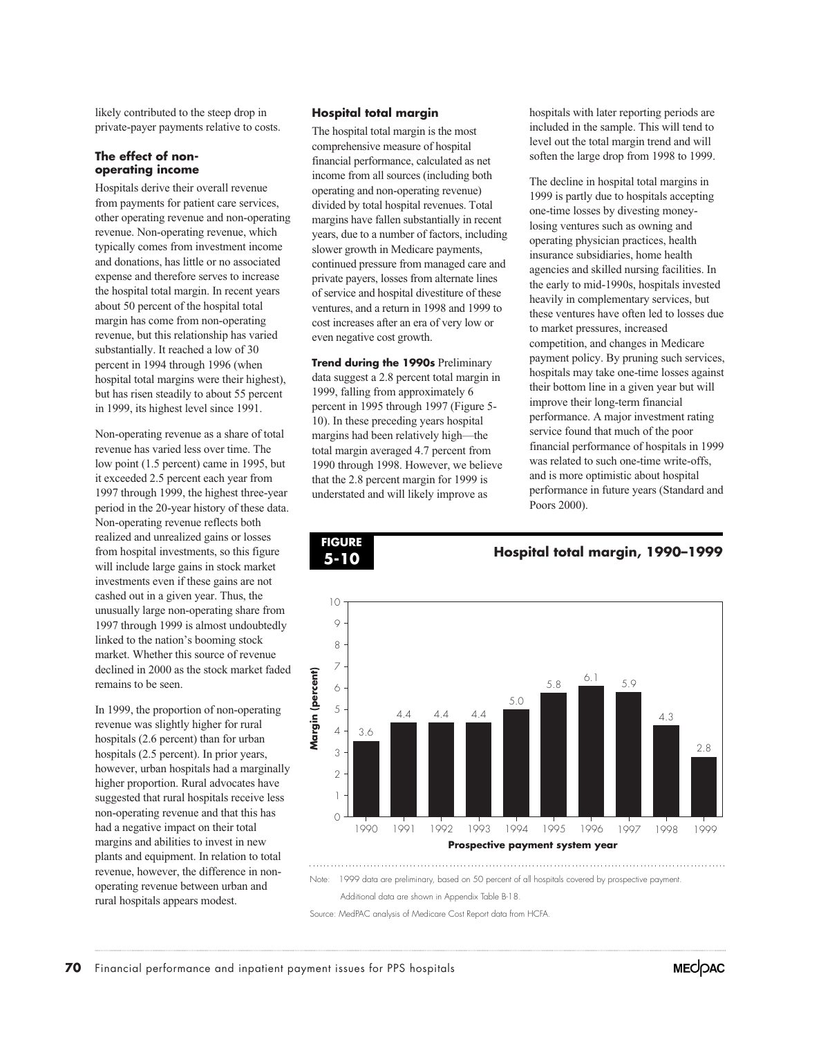likely contributed to the steep drop in private-payer payments relative to costs.

### The effect of non-operating income

Hospitals derive their overall revenue from payments for patient care services, other operating revenue and non-operating revenue. Non-operating revenue, which typically comes from investment income and donations, has little or no associated expense and therefore serves to increase the hospital total margin. In recent years about 50 percent of the hospital total margin has come from non-operating revenue, but this relationship has varied substantially. It reached a low of 30 percent in 1994 through 1996 (when hospital total margins were their highest), but has risen steadily to about 55 percent in 1999, its highest level since 1991.

Non-operating revenue as a share of total revenue has varied less over time. The low point (1.5 percent) came in 1995, but it exceeded 2.5 percent each year from 1997 through 1999, the highest three-year period in the 20-year history of these data. Non-operating revenue reflects both realized and unrealized gains or losses from hospital investments, so this figure will include large gains in stock market investments even if these gains are not cashed out in a given year. Thus, the unusually large non-operating share from 1997 through 1999 is almost undoubtedly linked to the nation's booming stock market. Whether this source of revenue declined in 2000 as the stock market faded remains to be seen.

In 1999, the proportion of non-operating revenue was slightly higher for rural hospitals (2.6 percent) than for urban hospitals (2.5 percent). In prior years, however, urban hospitals had a marginally higher proportion. Rural advocates have suggested that rural hospitals receive less non-operating revenue and that this has had a negative impact on their total margins and abilities to invest in new plants and equipment. In relation to total revenue, however, the difference in non-operating revenue between urban and rural hospitals appears modest.

### Hospital total margin

The hospital total margin is the most comprehensive measure of hospital financial performance, calculated as net income from all sources (including both operating and non-operating revenue) divided by total hospital revenues. Total margins have fallen substantially in recent years, due to a number of factors, including slower growth in Medicare payments, continued pressure from managed care and private payers, losses from alternate lines of service and hospital divestiture of these ventures, and a return in 1998 and 1999 to cost increases after an era of very low or even negative cost growth.

**Trend during the 1990s** Preliminary data suggest a 2.8 percent total margin in 1999, falling from approximately 6 percent in 1995 through 1997 (Figure 5-10). In these preceding years hospital margins had been relatively high—the total margin averaged 4.7 percent from 1990 through 1998. However, we believe that the 2.8 percent margin for 1999 is understated and will likely improve as hospitals with later reporting periods are included in the sample. This will tend to level out the total margin trend and will soften the large drop from 1998 to 1999.

The decline in hospital total margins in 1999 is partly due to hospitals accepting one-time losses by divesting money-losing ventures such as owning and operating physician practices, health insurance subsidiaries, home health agencies and skilled nursing facilities. In the early to mid-1990s, hospitals invested heavily in complementary services, but these ventures have often led to losses due to market pressures, increased competition, and changes in Medicare payment policy. By pruning such services, hospitals may take one-time losses against their bottom line in a given year but will improve their long-term financial performance. A major investment rating service found that much of the poor financial performance of hospitals in 1999 was related to such one-time write-offs, and is more optimistic about hospital performance in future years (Standard and Poors 2000).

**FIGURE 5-10**

**Hospital total margin, 1990–1999**

| Prospective payment system year | Margin (percent) |
|---|---|
| 1990 | 3.6 |
| 1991 | 4.4 |
| 1992 | 4.4 |
| 1993 | 4.4 |
| 1994 | 5.0 |
| 1995 | 5.8 |
| 1996 | 6.1 |
| 1997 | 5.9 |
| 1998 | 4.3 |
| 1999 | 2.8 |

Note: 1999 data are preliminary, based on 50 percent of all hospitals covered by prospective payment. Additional data are shown in Appendix Table B-18.

Source: MedPAC analysis of Medicare Cost Report data from HCFA.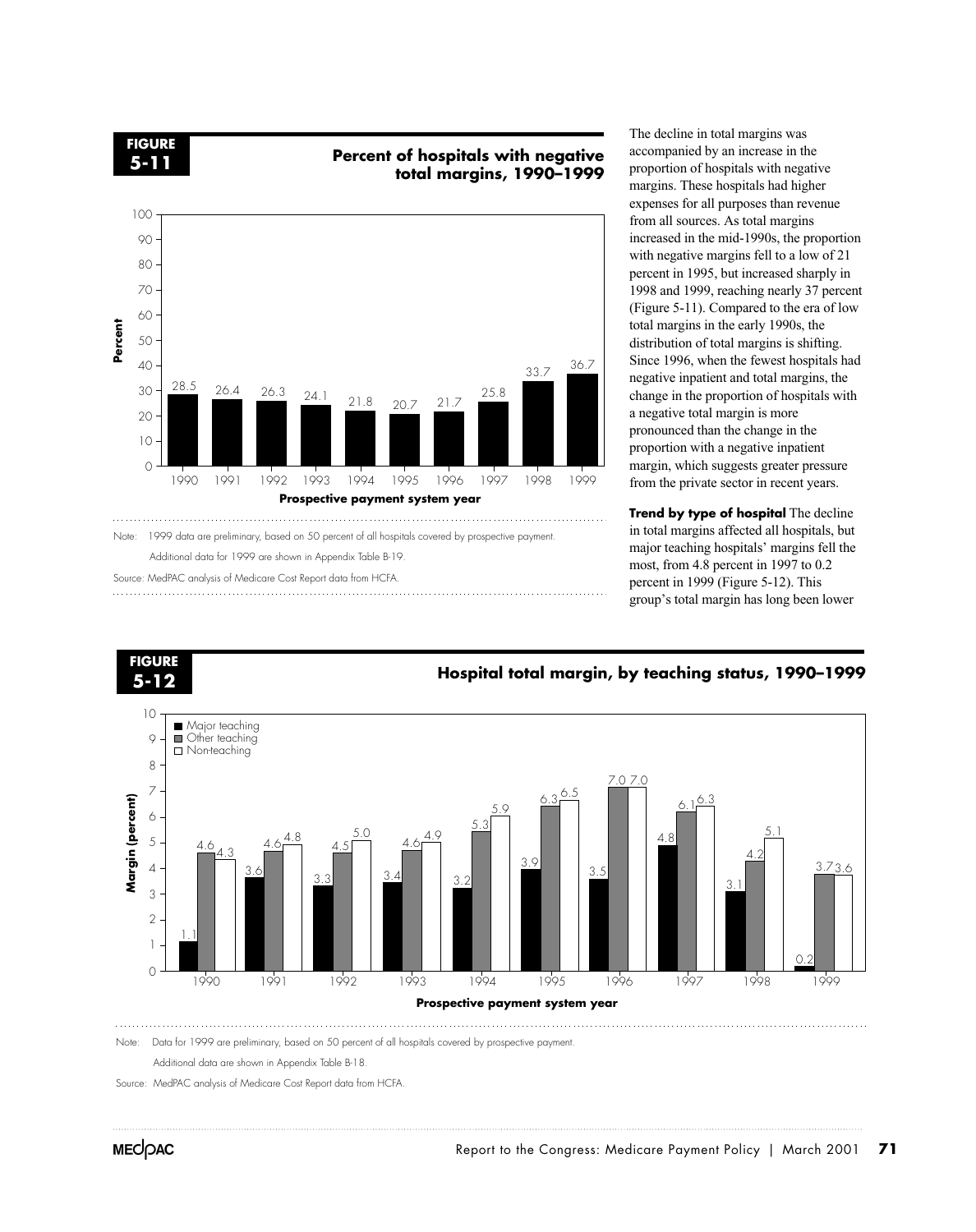**FIGURE 5-11**

**Percent of hospitals with negative total margins, 1990–1999**

| Prospective payment system year | Percent |
|---|---|
| 1990 | 28.5 |
| 1991 | 26.4 |
| 1992 | 26.3 |
| 1993 | 24.1 |
| 1994 | 21.8 |
| 1995 | 20.7 |
| 1996 | 21.7 |
| 1997 | 25.8 |
| 1998 | 33.7 |
| 1999 | 36.7 |

Note: 1999 data are preliminary, based on 50 percent of all hospitals covered by prospective payment. Additional data for 1999 are shown in Appendix Table B-19.

Source: MedPAC analysis of Medicare Cost Report data from HCFA.

The decline in total margins was accompanied by an increase in the proportion of hospitals with negative margins. These hospitals had higher expenses for all purposes than revenue from all sources. As total margins increased in the mid-1990s, the proportion with negative margins fell to a low of 21 percent in 1995, but increased sharply in 1998 and 1999, reaching nearly 37 percent (Figure 5-11). Compared to the era of low total margins in the early 1990s, the distribution of total margins is shifting. Since 1996, when the fewest hospitals had negative inpatient and total margins, the change in the proportion of hospitals with a negative total margin is more pronounced than the change in the proportion with a negative inpatient margin, which suggests greater pressure from the private sector in recent years.

**Trend by type of hospital** The decline in total margins affected all hospitals, but major teaching hospitals' margins fell the most, from 4.8 percent in 1997 to 0.2 percent in 1999 (Figure 5-12). This group's total margin has long been lower

**FIGURE 5-12**

**Hospital total margin, by teaching status, 1990–1999**

| Prospective payment system year | Major teaching | Other teaching | Non-teaching |
|---|---|---|---|
| 1990 | 1.1 | 4.6 | 4.3 |
| 1991 | 3.6 | 4.6 | 4.8 |
| 1992 | 3.3 | 4.5 | 5.0 |
| 1993 | 3.4 | 4.6 | 4.9 |
| 1994 | 3.2 | 5.3 | 5.9 |
| 1995 | 3.9 | 6.3 | 6.5 |
| 1996 | 3.5 | 7.0 | 7.0 |
| 1997 | 4.8 | 6.1 | 6.3 |
| 1998 | 3.1 | 4.2 | 5.1 |
| 1999 | 0.2 | 3.7 | 3.6 |

Note: Data for 1999 are preliminary, based on 50 percent of all hospitals covered by prospective payment. Additional data are shown in Appendix Table B-18.

Source: MedPAC analysis of Medicare Cost Report data from HCFA.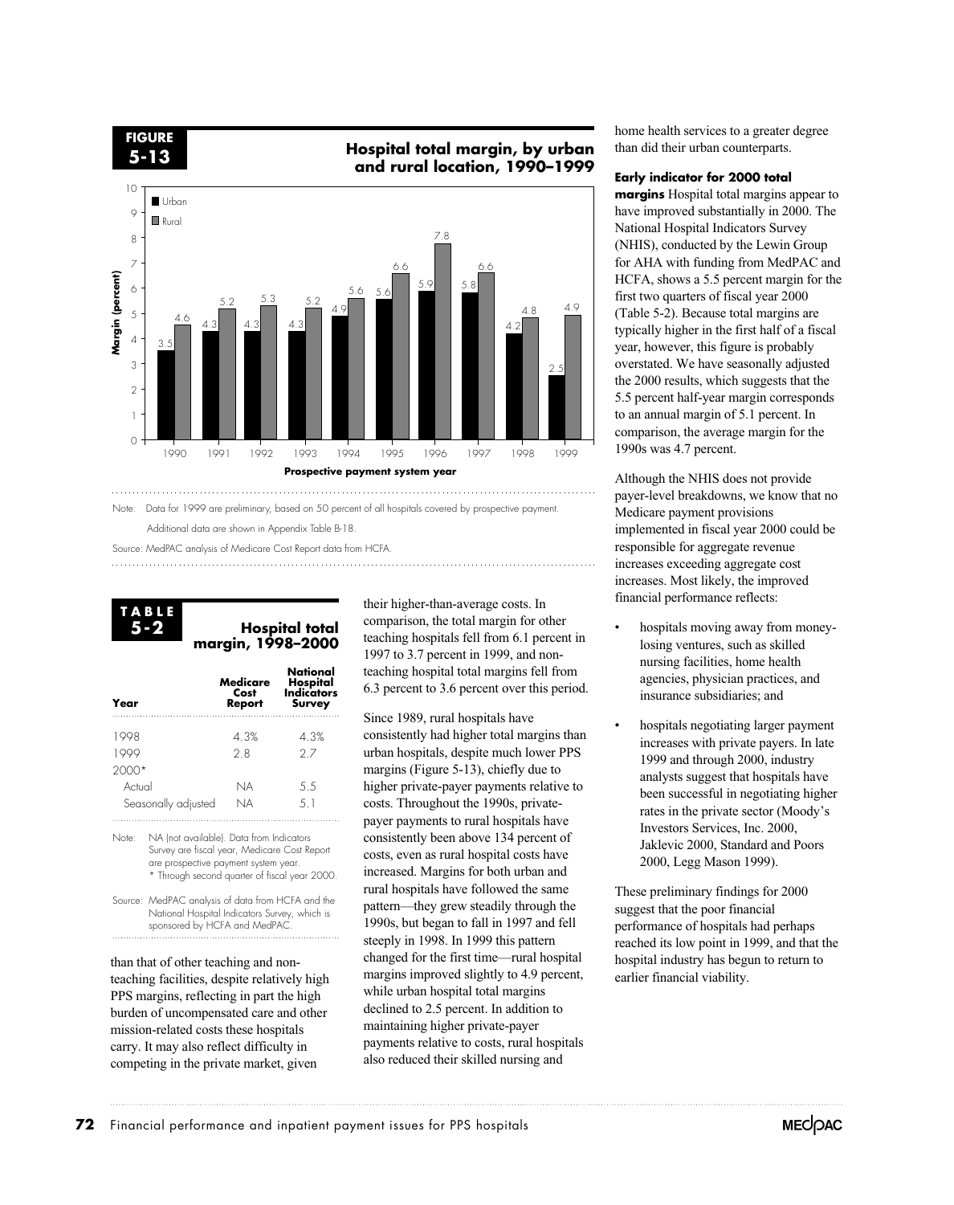**FIGURE 5-13**

**Hospital total margin, by urban and rural location, 1990–1999**

| Prospective payment system year | Urban | Rural |
|---|---|---|
| 1990 | 3.5 | 4.6 |
| 1991 | 4.3 | 5.2 |
| 1992 | 4.3 | 5.3 |
| 1993 | 4.3 | 5.2 |
| 1994 | 4.9 | 5.6 |
| 1995 | 5.6 | 6.6 |
| 1996 | 5.9 | 7.8 |
| 1997 | 5.8 | 6.6 |
| 1998 | 4.2 | 4.8 |
| 1999 | 2.5 | 4.9 |

Margin (percent)

Note: Data for 1999 are preliminary, based on 50 percent of all hospitals covered by prospective payment. Additional data are shown in Appendix Table B-18.

Source: MedPAC analysis of Medicare Cost Report data from HCFA.

**TABLE 5-2**

**Hospital total margin, 1998–2000**

| Year | Medicare Cost Report | National Hospital Indicators Survey |
|---|---|---|
| 1998 | 4.3% | 4.3% |
| 1999 | 2.8 | 2.7 |
| 2000* | | |
| Actual | NA | 5.5 |
| Seasonally adjusted | NA | 5.1 |

Note: NA (not available). Data from Indicators Survey are fiscal year, Medicare Cost Report are prospective payment system year.
\* Through second quarter of fiscal year 2000.

Source: MedPAC analysis of data from HCFA and the National Hospital Indicators Survey, which is sponsored by HCFA and MedPAC.

than that of other teaching and nonteaching facilities, despite relatively high PPS margins, reflecting in part the high burden of uncompensated care and other mission-related costs these hospitals carry. It may also reflect difficulty in competing in the private market, given their higher-than-average costs. In comparison, the total margin for other teaching hospitals fell from 6.1 percent in 1997 to 3.7 percent in 1999, and nonteaching hospital total margins fell from 6.3 percent to 3.6 percent over this period.

Since 1989, rural hospitals have consistently had higher total margins than urban hospitals, despite much lower PPS margins (Figure 5-13), chiefly due to higher private-payer payments relative to costs. Throughout the 1990s, private-payer payments to rural hospitals have consistently been above 134 percent of costs, even as rural hospital costs have increased. Margins for both urban and rural hospitals have followed the same pattern—they grew steadily through the 1990s, but began to fall in 1997 and fell steeply in 1998. In 1999 this pattern changed for the first time—rural hospital margins improved slightly to 4.9 percent, while urban hospital total margins declined to 2.5 percent. In addition to maintaining higher private-payer payments relative to costs, rural hospitals also reduced their skilled nursing and home health services to a greater degree than did their urban counterparts.

**Early indicator for 2000 total margins** Hospital total margins appear to have improved substantially in 2000. The National Hospital Indicators Survey (NHIS), conducted by the Lewin Group for AHA with funding from MedPAC and HCFA, shows a 5.5 percent margin for the first two quarters of fiscal year 2000 (Table 5-2). Because total margins are typically higher in the first half of a fiscal year, however, this figure is probably overstated. We have seasonally adjusted the 2000 results, which suggests that the 5.5 percent half-year margin corresponds to an annual margin of 5.1 percent. In comparison, the average margin for the 1990s was 4.7 percent.

Although the NHIS does not provide payer-level breakdowns, we know that no Medicare payment provisions implemented in fiscal year 2000 could be responsible for aggregate revenue increases exceeding aggregate cost increases. Most likely, the improved financial performance reflects:

- hospitals moving away from money-losing ventures, such as skilled nursing facilities, home health agencies, physician practices, and insurance subsidiaries; and
- hospitals negotiating larger payment increases with private payers. In late 1999 and through 2000, industry analysts suggest that hospitals have been successful in negotiating higher rates in the private sector (Moody's Investors Services, Inc. 2000, Jaklevic 2000, Standard and Poors 2000, Legg Mason 1999).

These preliminary findings for 2000 suggest that the poor financial performance of hospitals had perhaps reached its low point in 1999, and that the hospital industry has begun to return to earlier financial viability.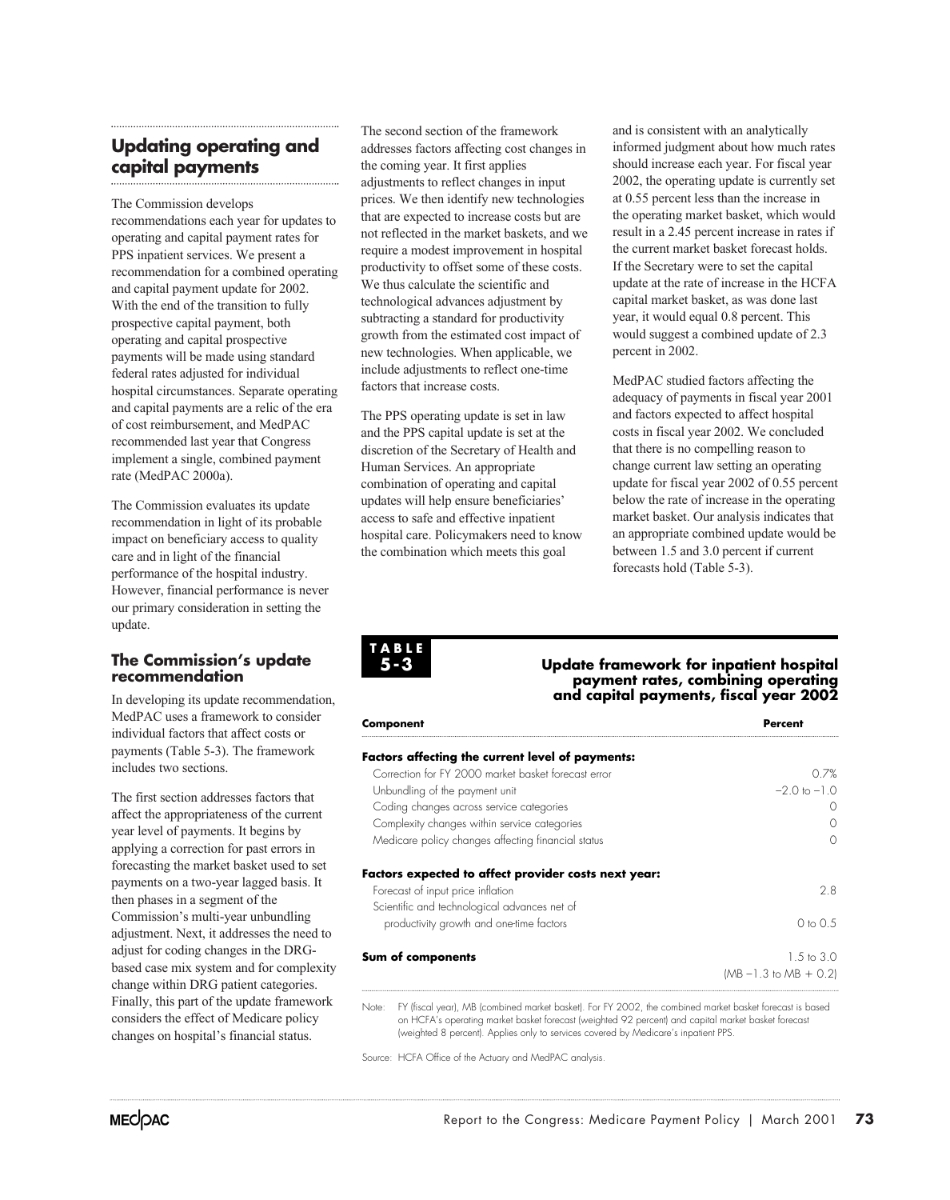## Updating operating and capital payments

The Commission develops recommendations each year for updates to operating and capital payment rates for PPS inpatient services. We present a recommendation for a combined operating and capital payment update for 2002. With the end of the transition to fully prospective capital payment, both operating and capital prospective payments will be made using standard federal rates adjusted for individual hospital circumstances. Separate operating and capital payments are a relic of the era of cost reimbursement, and MedPAC recommended last year that Congress implement a single, combined payment rate (MedPAC 2000a).

The Commission evaluates its update recommendation in light of its probable impact on beneficiary access to quality care and in light of the financial performance of the hospital industry. However, financial performance is never our primary consideration in setting the update.

### The Commission's update recommendation

In developing its update recommendation, MedPAC uses a framework to consider individual factors that affect costs or payments (Table 5-3). The framework includes two sections.

The first section addresses factors that affect the appropriateness of the current year level of payments. It begins by applying a correction for past errors in forecasting the market basket used to set payments on a two-year lagged basis. It then phases in a segment of the Commission's multi-year unbundling adjustment. Next, it addresses the need to adjust for coding changes in the DRG-based case mix system and for complexity change within DRG patient categories. Finally, this part of the update framework considers the effect of Medicare policy changes on hospital's financial status.

The second section of the framework addresses factors affecting cost changes in the coming year. It first applies adjustments to reflect changes in input prices. We then identify new technologies that are expected to increase costs but are not reflected in the market baskets, and we require a modest improvement in hospital productivity to offset some of these costs. We thus calculate the scientific and technological advances adjustment by subtracting a standard for productivity growth from the estimated cost impact of new technologies. When applicable, we include adjustments to reflect one-time factors that increase costs.

The PPS operating update is set in law and the PPS capital update is set at the discretion of the Secretary of Health and Human Services. An appropriate combination of operating and capital updates will help ensure beneficiaries' access to safe and effective inpatient hospital care. Policymakers need to know the combination which meets this goal and is consistent with an analytically informed judgment about how much rates should increase each year. For fiscal year 2002, the operating update is currently set at 0.55 percent less than the increase in the operating market basket, which would result in a 2.45 percent increase in rates if the current market basket forecast holds. If the Secretary were to set the capital update at the rate of increase in the HCFA capital market basket, as was done last year, it would equal 0.8 percent. This would suggest a combined update of 2.3 percent in 2002.

MedPAC studied factors affecting the adequacy of payments in fiscal year 2001 and factors expected to affect hospital costs in fiscal year 2002. We concluded that there is no compelling reason to change current law setting an operating update for fiscal year 2002 of 0.55 percent below the rate of increase in the operating market basket. Our analysis indicates that an appropriate combined update would be between 1.5 and 3.0 percent if current forecasts hold (Table 5-3).

**TABLE 5-3 Update framework for inpatient hospital payment rates, combining operating and capital payments, fiscal year 2002**

| Component | Percent |
|---|---|
| **Factors affecting the current level of payments:** | |
| Correction for FY 2000 market basket forecast error | 0.7% |
| Unbundling of the payment unit | −2.0 to −1.0 |
| Coding changes across service categories | 0 |
| Complexity changes within service categories | 0 |
| Medicare policy changes affecting financial status | 0 |
| **Factors expected to affect provider costs next year:** | |
| Forecast of input price inflation | 2.8 |
| Scientific and technological advances net of productivity growth and one-time factors | 0 to 0.5 |
| **Sum of components** | 1.5 to 3.0 (MB −1.3 to MB + 0.2) |

Note: FY (fiscal year), MB (combined market basket). For FY 2002, the combined market basket forecast is based on HCFA's operating market basket forecast (weighted 92 percent) and capital market basket forecast (weighted 8 percent). Applies only to services covered by Medicare's inpatient PPS.

Source: HCFA Office of the Actuary and MedPAC analysis.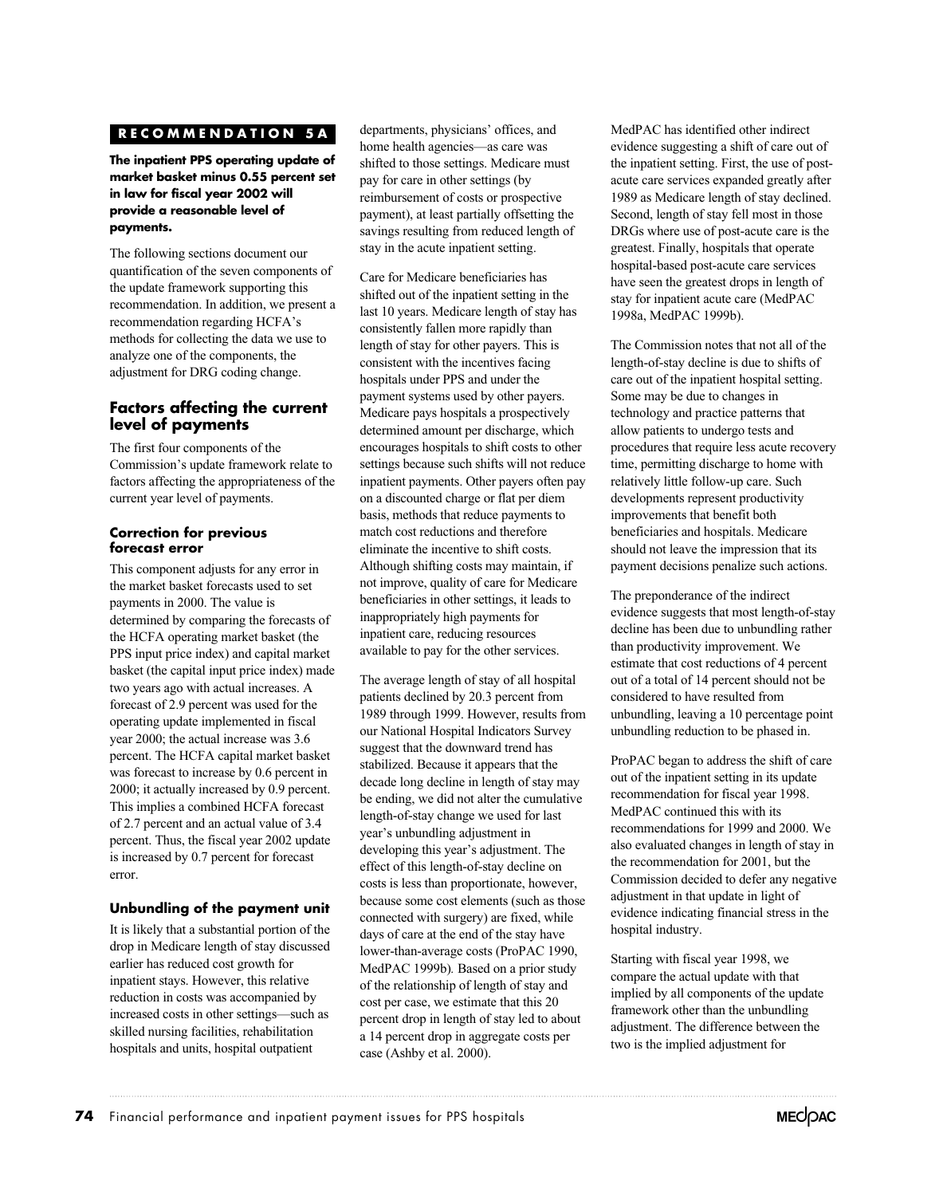**RECOMMENDATION 5A**

**The inpatient PPS operating update of market basket minus 0.55 percent set in law for fiscal year 2002 will provide a reasonable level of payments.**

The following sections document our quantification of the seven components of the update framework supporting this recommendation. In addition, we present a recommendation regarding HCFA's methods for collecting the data we use to analyze one of the components, the adjustment for DRG coding change.

## Factors affecting the current level of payments

The first four components of the Commission's update framework relate to factors affecting the appropriateness of the current year level of payments.

### Correction for previous forecast error

This component adjusts for any error in the market basket forecasts used to set payments in 2000. The value is determined by comparing the forecasts of the HCFA operating market basket (the PPS input price index) and capital market basket (the capital input price index) made two years ago with actual increases. A forecast of 2.9 percent was used for the operating update implemented in fiscal year 2000; the actual increase was 3.6 percent. The HCFA capital market basket was forecast to increase by 0.6 percent in 2000; it actually increased by 0.9 percent. This implies a combined HCFA forecast of 2.7 percent and an actual value of 3.4 percent. Thus, the fiscal year 2002 update is increased by 0.7 percent for forecast error.

### Unbundling of the payment unit

It is likely that a substantial portion of the drop in Medicare length of stay discussed earlier has reduced cost growth for inpatient stays. However, this relative reduction in costs was accompanied by increased costs in other settings—such as skilled nursing facilities, rehabilitation hospitals and units, hospital outpatient departments, physicians' offices, and home health agencies—as care was shifted to those settings. Medicare must pay for care in other settings (by reimbursement of costs or prospective payment), at least partially offsetting the savings resulting from reduced length of stay in the acute inpatient setting.

Care for Medicare beneficiaries has shifted out of the inpatient setting in the last 10 years. Medicare length of stay has consistently fallen more rapidly than length of stay for other payers. This is consistent with the incentives facing hospitals under PPS and under the payment systems used by other payers. Medicare pays hospitals a prospectively determined amount per discharge, which encourages hospitals to shift costs to other settings because such shifts will not reduce inpatient payments. Other payers often pay on a discounted charge or flat per diem basis, methods that reduce payments to match cost reductions and therefore eliminate the incentive to shift costs. Although shifting costs may maintain, if not improve, quality of care for Medicare beneficiaries in other settings, it leads to inappropriately high payments for inpatient care, reducing resources available to pay for the other services.

The average length of stay of all hospital patients declined by 20.3 percent from 1989 through 1999. However, results from our National Hospital Indicators Survey suggest that the downward trend has stabilized. Because it appears that the decade long decline in length of stay may be ending, we did not alter the cumulative length-of-stay change we used for last year's unbundling adjustment in developing this year's adjustment. The effect of this length-of-stay decline on costs is less than proportionate, however, because some cost elements (such as those connected with surgery) are fixed, while days of care at the end of the stay have lower-than-average costs (ProPAC 1990, MedPAC 1999b). Based on a prior study of the relationship of length of stay and cost per case, we estimate that this 20 percent drop in length of stay led to about a 14 percent drop in aggregate costs per case (Ashby et al. 2000).

MedPAC has identified other indirect evidence suggesting a shift of care out of the inpatient setting. First, the use of post-acute care services expanded greatly after 1989 as Medicare length of stay declined. Second, length of stay fell most in those DRGs where use of post-acute care is the greatest. Finally, hospitals that operate hospital-based post-acute care services have seen the greatest drops in length of stay for inpatient acute care (MedPAC 1998a, MedPAC 1999b).

The Commission notes that not all of the length-of-stay decline is due to shifts of care out of the inpatient hospital setting. Some may be due to changes in technology and practice patterns that allow patients to undergo tests and procedures that require less acute recovery time, permitting discharge to home with relatively little follow-up care. Such developments represent productivity improvements that benefit both beneficiaries and hospitals. Medicare should not leave the impression that its payment decisions penalize such actions.

The preponderance of the indirect evidence suggests that most length-of-stay decline has been due to unbundling rather than productivity improvement. We estimate that cost reductions of 4 percent out of a total of 14 percent should not be considered to have resulted from unbundling, leaving a 10 percentage point unbundling reduction to be phased in.

ProPAC began to address the shift of care out of the inpatient setting in its update recommendation for fiscal year 1998. MedPAC continued this with its recommendations for 1999 and 2000. We also evaluated changes in length of stay in the recommendation for 2001, but the Commission decided to defer any negative adjustment in that update in light of evidence indicating financial stress in the hospital industry.

Starting with fiscal year 1998, we compare the actual update with that implied by all components of the update framework other than the unbundling adjustment. The difference between the two is the implied adjustment for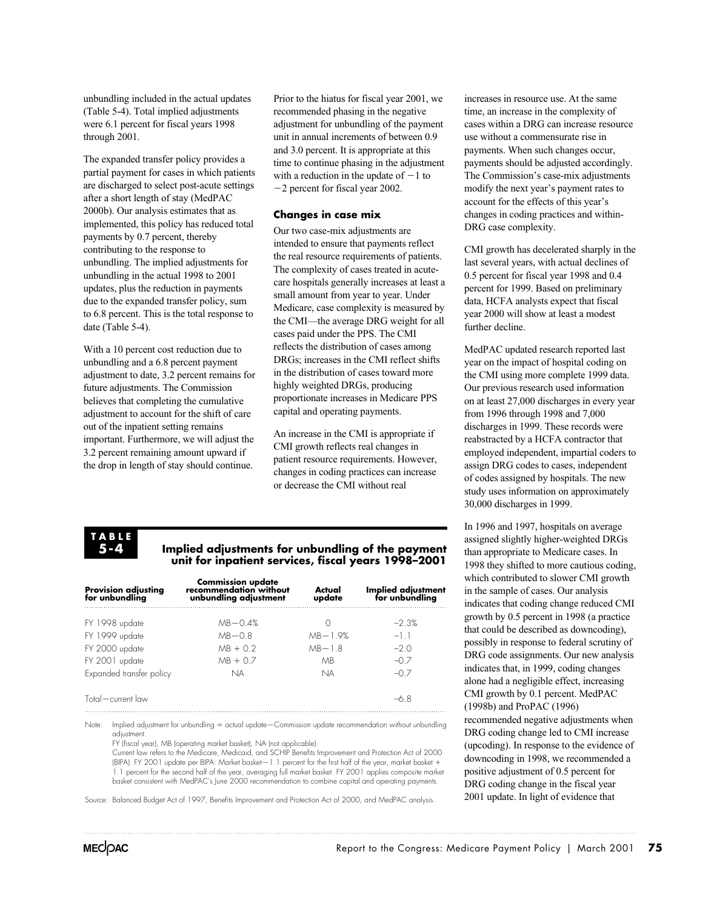unbundling included in the actual updates (Table 5-4). Total implied adjustments were 6.1 percent for fiscal years 1998 through 2001.

The expanded transfer policy provides a partial payment for cases in which patients are discharged to select post-acute settings after a short length of stay (MedPAC 2000b). Our analysis estimates that as implemented, this policy has reduced total payments by 0.7 percent, thereby contributing to the response to unbundling. The implied adjustments for unbundling in the actual 1998 to 2001 updates, plus the reduction in payments due to the expanded transfer policy, sum to 6.8 percent. This is the total response to date (Table 5-4).

With a 10 percent cost reduction due to unbundling and a 6.8 percent payment adjustment to date, 3.2 percent remains for future adjustments. The Commission believes that completing the cumulative adjustment to account for the shift of care out of the inpatient setting remains important. Furthermore, we will adjust the 3.2 percent remaining amount upward if the drop in length of stay should continue.

Prior to the hiatus for fiscal year 2001, we recommended phasing in the negative adjustment for unbundling of the payment unit in annual increments of between 0.9 and 3.0 percent. It is appropriate at this time to continue phasing in the adjustment with a reduction in the update of −1 to −2 percent for fiscal year 2002.

### Changes in case mix

Our two case-mix adjustments are intended to ensure that payments reflect the real resource requirements of patients. The complexity of cases treated in acute-care hospitals generally increases at least a small amount from year to year. Under Medicare, case complexity is measured by the CMI—the average DRG weight for all cases paid under the PPS. The CMI reflects the distribution of cases among DRGs; increases in the CMI reflect shifts in the distribution of cases toward more highly weighted DRGs, producing proportionate increases in Medicare PPS capital and operating payments.

An increase in the CMI is appropriate if CMI growth reflects real changes in patient resource requirements. However, changes in coding practices can increase or decrease the CMI without real increases in resource use. At the same time, an increase in the complexity of cases within a DRG can increase resource use without a commensurate rise in payments. When such changes occur, payments should be adjusted accordingly. The Commission's case-mix adjustments modify the next year's payment rates to account for the effects of this year's changes in coding practices and within-DRG case complexity.

CMI growth has decelerated sharply in the last several years, with actual declines of 0.5 percent for fiscal year 1998 and 0.4 percent for 1999. Based on preliminary data, HCFA analysts expect that fiscal year 2000 will show at least a modest further decline.

MedPAC updated research reported last year on the impact of hospital coding on the CMI using more complete 1999 data. Our previous research used information on at least 27,000 discharges in every year from 1996 through 1998 and 7,000 discharges in 1999. These records were reabstracted by a HCFA contractor that employed independent, impartial coders to assign DRG codes to cases, independent of codes assigned by hospitals. The new study uses information on approximately 30,000 discharges in 1999.

In 1996 and 1997, hospitals on average assigned slightly higher-weighted DRGs than appropriate to Medicare cases. In 1998 they shifted to more cautious coding, which contributed to slower CMI growth in the sample of cases. Our analysis indicates that coding change reduced CMI growth by 0.5 percent in 1998 (a practice that could be described as downcoding), possibly in response to federal scrutiny of DRG code assignments. Our new analysis indicates that, in 1999, coding changes alone had a negligible effect, increasing CMI growth by 0.1 percent. MedPAC (1998b) and ProPAC (1996) recommended negative adjustments when DRG coding change led to CMI increase (upcoding). In response to the evidence of downcoding in 1998, we recommended a positive adjustment of 0.5 percent for DRG coding change in the fiscal year 2001 update. In light of evidence that

**TABLE 5-4**

**Implied adjustments for unbundling of the payment unit for inpatient services, fiscal years 1998–2001**

| Provision adjusting for unbundling | Commission update recommendation without unbundling adjustment | Actual update | Implied adjustment for unbundling |
|---|---|---|---|
| FY 1998 update | MB−0.4% | 0 | −2.3% |
| FY 1999 update | MB−0.8 | MB−1.9% | −1.1 |
| FY 2000 update | MB + 0.2 | MB−1.8 | −2.0 |
| FY 2001 update | MB + 0.7 | MB | −0.7 |
| Expanded transfer policy | NA | NA | −0.7 |
| Total—current law | | | −6.8 |

Note: Implied adjustment for unbundling = actual update−Commission update recommendation without unbundling adjustment.
FY (fiscal year), MB (operating market basket), NA (not applicable).
Current law refers to the Medicare, Medicaid, and SCHIP Benefits Improvement and Protection Act of 2000 (BIPA). FY 2001 update per BIPA: Market basket−1.1 percent for the first half of the year, market basket + 1.1 percent for the second half of the year, averaging full market basket. FY 2001 applies composite market basket consistent with MedPAC's June 2000 recommendation to combine capital and operating payments.

Source: Balanced Budget Act of 1997, Benefits Improvement and Protection Act of 2000, and MedPAC analysis.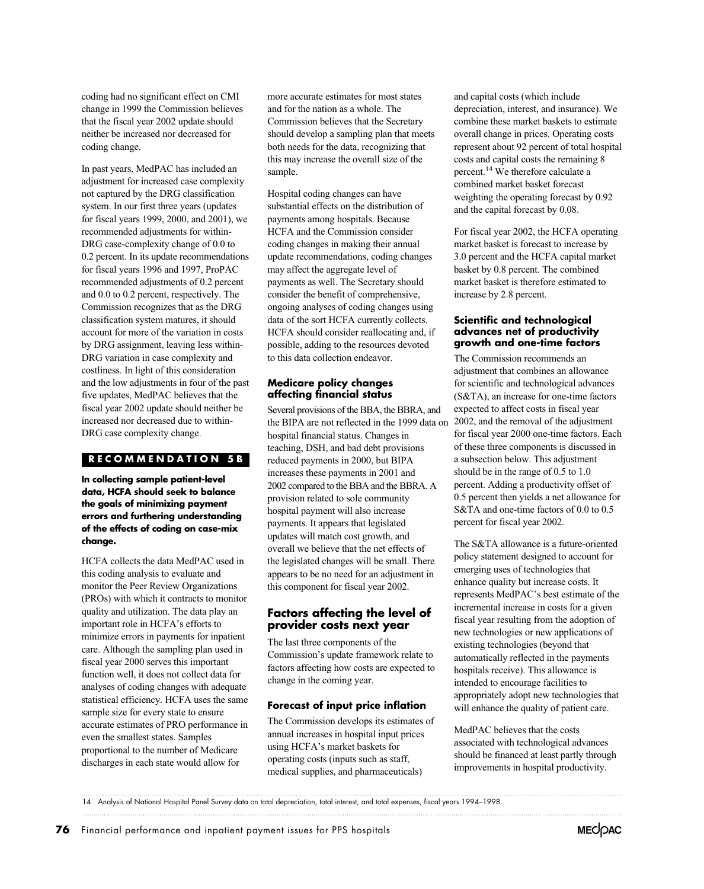coding had no significant effect on CMI change in 1999 the Commission believes that the fiscal year 2002 update should neither be increased nor decreased for coding change.

In past years, MedPAC has included an adjustment for increased case complexity not captured by the DRG classification system. In our first three years (updates for fiscal years 1999, 2000, and 2001), we recommended adjustments for within-DRG case-complexity change of 0.0 to 0.2 percent. In its update recommendations for fiscal years 1996 and 1997, ProPAC recommended adjustments of 0.2 percent and 0.0 to 0.2 percent, respectively. The Commission recognizes that as the DRG classification system matures, it should account for more of the variation in costs by DRG assignment, leaving less within-DRG variation in case complexity and costliness. In light of this consideration and the low adjustments in four of the past five updates, MedPAC believes that the fiscal year 2002 update should neither be increased nor decreased due to within-DRG case complexity change.

**RECOMMENDATION 5B**

**In collecting sample patient-level data, HCFA should seek to balance the goals of minimizing payment errors and furthering understanding of the effects of coding on case-mix change.**

HCFA collects the data MedPAC used in this coding analysis to evaluate and monitor the Peer Review Organizations (PROs) with which it contracts to monitor quality and utilization. The data play an important role in HCFA's efforts to minimize errors in payments for inpatient care. Although the sampling plan used in fiscal year 2000 serves this important function well, it does not collect data for analyses of coding changes with adequate statistical efficiency. HCFA uses the same sample size for every state to ensure accurate estimates of PRO performance in even the smallest states. Samples proportional to the number of Medicare discharges in each state would allow for more accurate estimates for most states and for the nation as a whole. The Commission believes that the Secretary should develop a sampling plan that meets both needs for the data, recognizing that this may increase the overall size of the sample.

Hospital coding changes can have substantial effects on the distribution of payments among hospitals. Because HCFA and the Commission consider coding changes in making their annual update recommendations, coding changes may affect the aggregate level of payments as well. The Secretary should consider the benefit of comprehensive, ongoing analyses of coding changes using data of the sort HCFA currently collects. HCFA should consider reallocating and, if possible, adding to the resources devoted to this data collection endeavor.

### Medicare policy changes affecting financial status

Several provisions of the BBA, the BBRA, and the BIPA are not reflected in the 1999 data on hospital financial status. Changes in teaching, DSH, and bad debt provisions reduced payments in 2000, but BIPA increases these payments in 2001 and 2002 compared to the BBA and the BBRA. A provision related to sole community hospital payment will also increase payments. It appears that legislated updates will match cost growth, and overall we believe that the net effects of the legislated changes will be small. There appears to be no need for an adjustment in this component for fiscal year 2002.

## Factors affecting the level of provider costs next year

The last three components of the Commission's update framework relate to factors affecting how costs are expected to change in the coming year.

### Forecast of input price inflation

The Commission develops its estimates of annual increases in hospital input prices using HCFA's market baskets for operating costs (inputs such as staff, medical supplies, and pharmaceuticals) and capital costs (which include depreciation, interest, and insurance). We combine these market baskets to estimate overall change in prices. Operating costs represent about 92 percent of total hospital costs and capital costs the remaining 8 percent.[14] We therefore calculate a combined market basket forecast weighting the operating forecast by 0.92 and the capital forecast by 0.08.

For fiscal year 2002, the HCFA operating market basket is forecast to increase by 3.0 percent and the HCFA capital market basket by 0.8 percent. The combined market basket is therefore estimated to increase by 2.8 percent.

### Scientific and technological advances net of productivity growth and one-time factors

The Commission recommends an adjustment that combines an allowance for scientific and technological advances (S&TA), an increase for one-time factors expected to affect costs in fiscal year 2002, and the removal of the adjustment for fiscal year 2000 one-time factors. Each of these three components is discussed in a subsection below. This adjustment should be in the range of 0.5 to 1.0 percent. Adding a productivity offset of 0.5 percent then yields a net allowance for S&TA and one-time factors of 0.0 to 0.5 percent for fiscal year 2002.

The S&TA allowance is a future-oriented policy statement designed to account for emerging uses of technologies that enhance quality but increase costs. It represents MedPAC's best estimate of the incremental increase in costs for a given fiscal year resulting from the adoption of new technologies or new applications of existing technologies (beyond that automatically reflected in the payments hospitals receive). This allowance is intended to encourage facilities to appropriately adopt new technologies that will enhance the quality of patient care.

MedPAC believes that the costs associated with technological advances should be financed at least partly through improvements in hospital productivity.

14 Analysis of National Hospital Panel Survey data on total depreciation, total interest, and total expenses, fiscal years 1994–1998.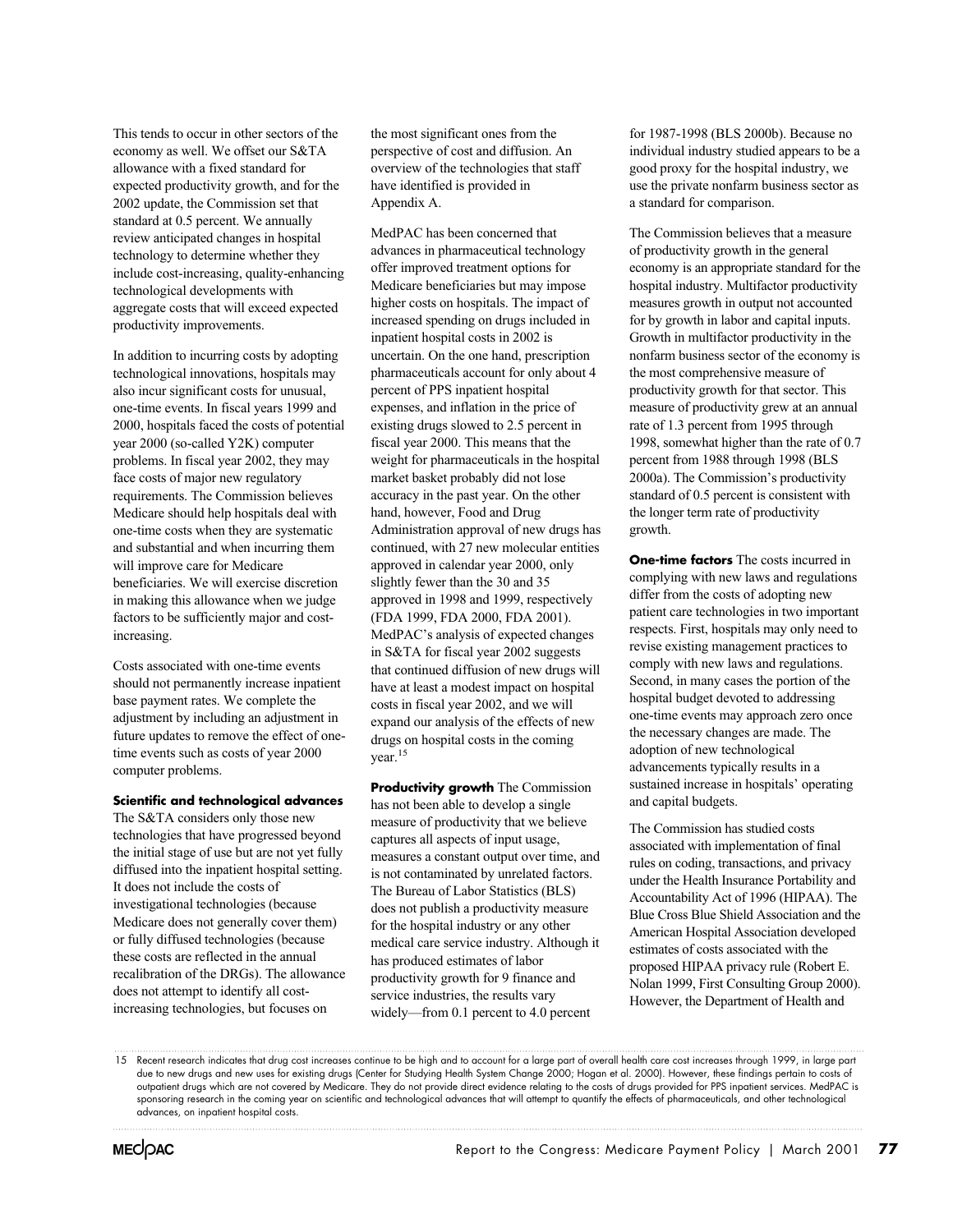This tends to occur in other sectors of the economy as well. We offset our S&TA allowance with a fixed standard for expected productivity growth, and for the 2002 update, the Commission set that standard at 0.5 percent. We annually review anticipated changes in hospital technology to determine whether they include cost-increasing, quality-enhancing technological developments with aggregate costs that will exceed expected productivity improvements.

In addition to incurring costs by adopting technological innovations, hospitals may also incur significant costs for unusual, one-time events. In fiscal years 1999 and 2000, hospitals faced the costs of potential year 2000 (so-called Y2K) computer problems. In fiscal year 2002, they may face costs of major new regulatory requirements. The Commission believes Medicare should help hospitals deal with one-time costs when they are systematic and substantial and when incurring them will improve care for Medicare beneficiaries. We will exercise discretion in making this allowance when we judge factors to be sufficiently major and cost-increasing.

Costs associated with one-time events should not permanently increase inpatient base payment rates. We complete the adjustment by including an adjustment in future updates to remove the effect of one-time events such as costs of year 2000 computer problems.

**Scientific and technological advances** The S&TA considers only those new technologies that have progressed beyond the initial stage of use but are not yet fully diffused into the inpatient hospital setting. It does not include the costs of investigational technologies (because Medicare does not generally cover them) or fully diffused technologies (because these costs are reflected in the annual recalibration of the DRGs). The allowance does not attempt to identify all cost-increasing technologies, but focuses on the most significant ones from the perspective of cost and diffusion. An overview of the technologies that staff have identified is provided in Appendix A.

MedPAC has been concerned that advances in pharmaceutical technology offer improved treatment options for Medicare beneficiaries but may impose higher costs on hospitals. The impact of increased spending on drugs included in inpatient hospital costs in 2002 is uncertain. On the one hand, prescription pharmaceuticals account for only about 4 percent of PPS inpatient hospital expenses, and inflation in the price of existing drugs slowed to 2.5 percent in fiscal year 2000. This means that the weight for pharmaceuticals in the hospital market basket probably did not lose accuracy in the past year. On the other hand, however, Food and Drug Administration approval of new drugs has continued, with 27 new molecular entities approved in calendar year 2000, only slightly fewer than the 30 and 35 approved in 1998 and 1999, respectively (FDA 1999, FDA 2000, FDA 2001). MedPAC's analysis of expected changes in S&TA for fiscal year 2002 suggests that continued diffusion of new drugs will have at least a modest impact on hospital costs in fiscal year 2002, and we will expand our analysis of the effects of new drugs on hospital costs in the coming year.[15]

**Productivity growth** The Commission has not been able to develop a single measure of productivity that we believe captures all aspects of input usage, measures a constant output over time, and is not contaminated by unrelated factors. The Bureau of Labor Statistics (BLS) does not publish a productivity measure for the hospital industry or any other medical care service industry. Although it has produced estimates of labor productivity growth for 9 finance and service industries, the results vary widely—from 0.1 percent to 4.0 percent for 1987-1998 (BLS 2000b). Because no individual industry studied appears to be a good proxy for the hospital industry, we use the private nonfarm business sector as a standard for comparison.

The Commission believes that a measure of productivity growth in the general economy is an appropriate standard for the hospital industry. Multifactor productivity measures growth in output not accounted for by growth in labor and capital inputs. Growth in multifactor productivity in the nonfarm business sector of the economy is the most comprehensive measure of productivity growth for that sector. This measure of productivity grew at an annual rate of 1.3 percent from 1995 through 1998, somewhat higher than the rate of 0.7 percent from 1988 through 1998 (BLS 2000a). The Commission's productivity standard of 0.5 percent is consistent with the longer term rate of productivity growth.

**One-time factors** The costs incurred in complying with new laws and regulations differ from the costs of adopting new patient care technologies in two important respects. First, hospitals may only need to revise existing management practices to comply with new laws and regulations. Second, in many cases the portion of the hospital budget devoted to addressing one-time events may approach zero once the necessary changes are made. The adoption of new technological advancements typically results in a sustained increase in hospitals' operating and capital budgets.

The Commission has studied costs associated with implementation of final rules on coding, transactions, and privacy under the Health Insurance Portability and Accountability Act of 1996 (HIPAA). The Blue Cross Blue Shield Association and the American Hospital Association developed estimates of costs associated with the proposed HIPAA privacy rule (Robert E. Nolan 1999, First Consulting Group 2000). However, the Department of Health and

15 Recent research indicates that drug cost increases continue to be high and to account for a large part of overall health care cost increases through 1999, in large part due to new drugs and new uses for existing drugs (Center for Studying Health System Change 2000; Hogan et al. 2000). However, these findings pertain to costs of outpatient drugs which are not covered by Medicare. They do not provide direct evidence relating to the costs of drugs provided for PPS inpatient services. MedPAC is sponsoring research in the coming year on scientific and technological advances that will attempt to quantify the effects of pharmaceuticals, and other technological advances, on inpatient hospital costs.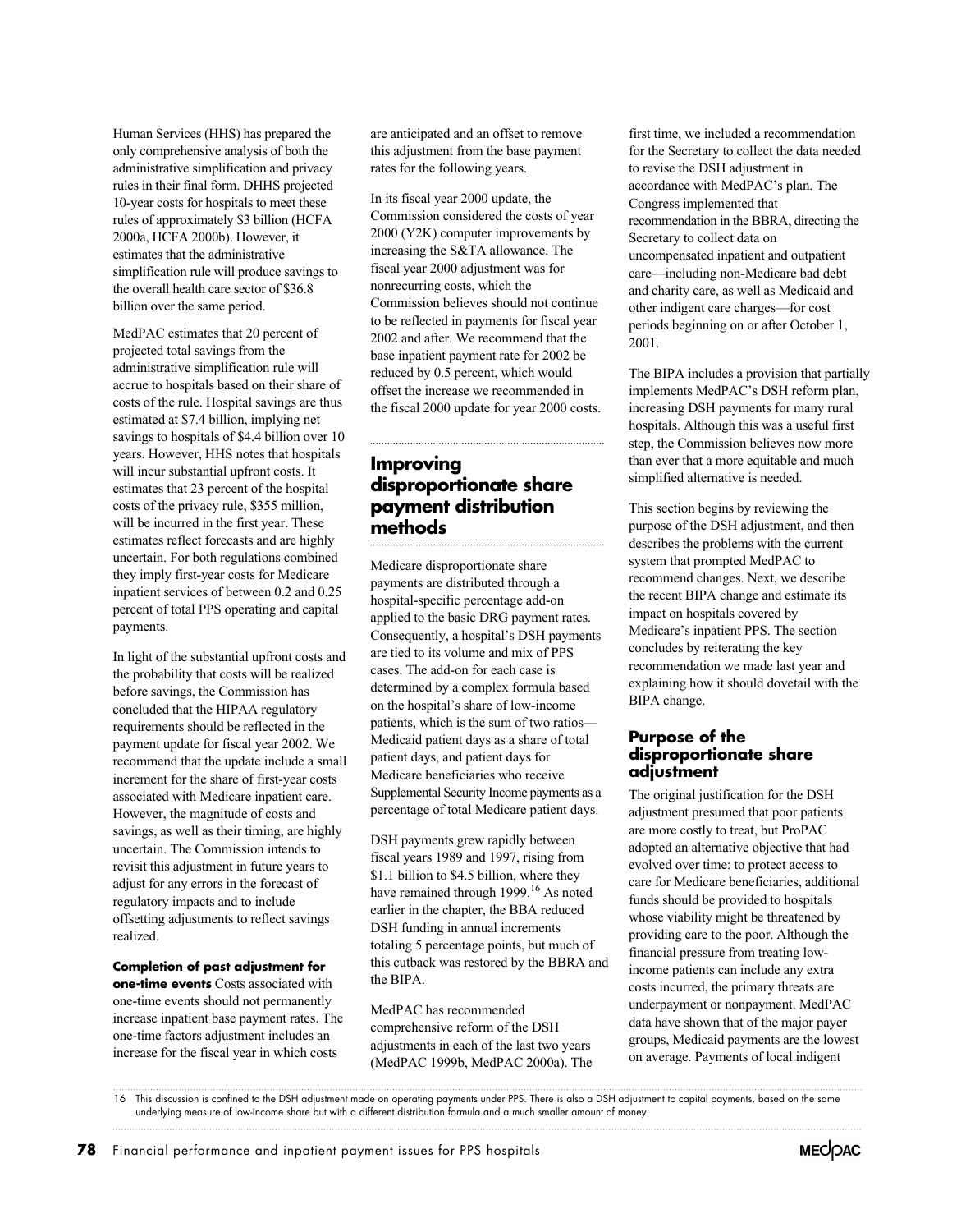Human Services (HHS) has prepared the only comprehensive analysis of both the administrative simplification and privacy rules in their final form. DHHS projected 10-year costs for hospitals to meet these rules of approximately $3 billion (HCFA 2000a, HCFA 2000b). However, it estimates that the administrative simplification rule will produce savings to the overall health care sector of $36.8 billion over the same period.

MedPAC estimates that 20 percent of projected total savings from the administrative simplification rule will accrue to hospitals based on their share of costs of the rule. Hospital savings are thus estimated at $7.4 billion, implying net savings to hospitals of $4.4 billion over 10 years. However, HHS notes that hospitals will incur substantial upfront costs. It estimates that 23 percent of the hospital costs of the privacy rule, $355 million, will be incurred in the first year. These estimates reflect forecasts and are highly uncertain. For both regulations combined they imply first-year costs for Medicare inpatient services of between 0.2 and 0.25 percent of total PPS operating and capital payments.

In light of the substantial upfront costs and the probability that costs will be realized before savings, the Commission has concluded that the HIPAA regulatory requirements should be reflected in the payment update for fiscal year 2002. We recommend that the update include a small increment for the share of first-year costs associated with Medicare inpatient care. However, the magnitude of costs and savings, as well as their timing, are highly uncertain. The Commission intends to revisit this adjustment in future years to adjust for any errors in the forecast of regulatory impacts and to include offsetting adjustments to reflect savings realized.

**Completion of past adjustment for one-time events** Costs associated with one-time events should not permanently increase inpatient base payment rates. The one-time factors adjustment includes an increase for the fiscal year in which costs are anticipated and an offset to remove this adjustment from the base payment rates for the following years.

In its fiscal year 2000 update, the Commission considered the costs of year 2000 (Y2K) computer improvements by increasing the S&TA allowance. The fiscal year 2000 adjustment was for nonrecurring costs, which the Commission believes should not continue to be reflected in payments for fiscal year 2002 and after. We recommend that the base inpatient payment rate for 2002 be reduced by 0.5 percent, which would offset the increase we recommended in the fiscal 2000 update for year 2000 costs.

## Improving disproportionate share payment distribution methods

Medicare disproportionate share payments are distributed through a hospital-specific percentage add-on applied to the basic DRG payment rates. Consequently, a hospital's DSH payments are tied to its volume and mix of PPS cases. The add-on for each case is determined by a complex formula based on the hospital's share of low-income patients, which is the sum of two ratios—Medicaid patient days as a share of total patient days, and patient days for Medicare beneficiaries who receive Supplemental Security Income payments as a percentage of total Medicare patient days.

DSH payments grew rapidly between fiscal years 1989 and 1997, rising from $1.1 billion to $4.5 billion, where they have remained through 1999.[16] As noted earlier in the chapter, the BBA reduced DSH funding in annual increments totaling 5 percentage points, but much of this cutback was restored by the BBRA and the BIPA.

MedPAC has recommended comprehensive reform of the DSH adjustments in each of the last two years (MedPAC 1999b, MedPAC 2000a). The first time, we included a recommendation for the Secretary to collect the data needed to revise the DSH adjustment in accordance with MedPAC's plan. The Congress implemented that recommendation in the BBRA, directing the Secretary to collect data on uncompensated inpatient and outpatient care—including non-Medicare bad debt and charity care, as well as Medicaid and other indigent care charges—for cost periods beginning on or after October 1, 2001.

The BIPA includes a provision that partially implements MedPAC's DSH reform plan, increasing DSH payments for many rural hospitals. Although this was a useful first step, the Commission believes now more than ever that a more equitable and much simplified alternative is needed.

This section begins by reviewing the purpose of the DSH adjustment, and then describes the problems with the current system that prompted MedPAC to recommend changes. Next, we describe the recent BIPA change and estimate its impact on hospitals covered by Medicare's inpatient PPS. The section concludes by reiterating the key recommendation we made last year and explaining how it should dovetail with the BIPA change.

### Purpose of the disproportionate share adjustment

The original justification for the DSH adjustment presumed that poor patients are more costly to treat, but ProPAC adopted an alternative objective that had evolved over time: to protect access to care for Medicare beneficiaries, additional funds should be provided to hospitals whose viability might be threatened by providing care to the poor. Although the financial pressure from treating low-income patients can include any extra costs incurred, the primary threats are underpayment or nonpayment. MedPAC data have shown that of the major payer groups, Medicaid payments are the lowest on average. Payments of local indigent

16 This discussion is confined to the DSH adjustment made on operating payments under PPS. There is also a DSH adjustment to capital payments, based on the same underlying measure of low-income share but with a different distribution formula and a much smaller amount of money.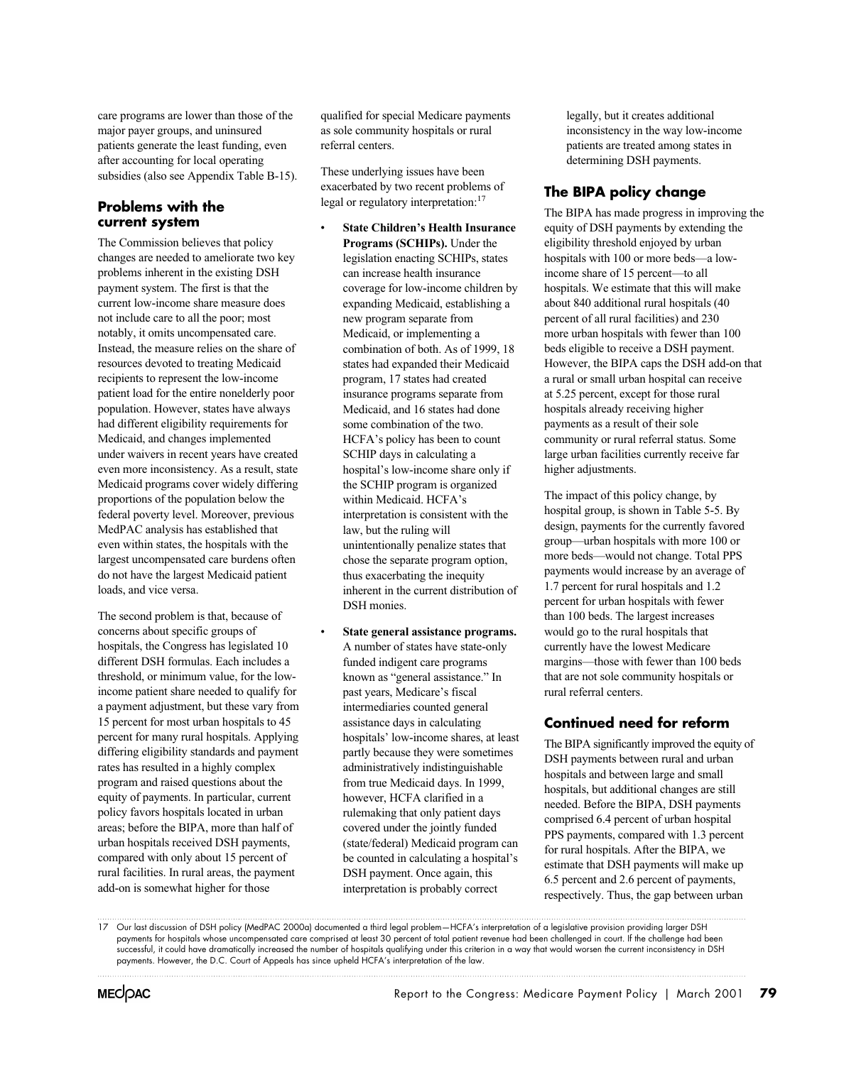care programs are lower than those of the major payer groups, and uninsured patients generate the least funding, even after accounting for local operating subsidies (also see Appendix Table B-15).

### Problems with the current system

The Commission believes that policy changes are needed to ameliorate two key problems inherent in the existing DSH payment system. The first is that the current low-income share measure does not include care to all the poor; most notably, it omits uncompensated care. Instead, the measure relies on the share of resources devoted to treating Medicaid recipients to represent the low-income patient load for the entire nonelderly poor population. However, states have always had different eligibility requirements for Medicaid, and changes implemented under waivers in recent years have created even more inconsistency. As a result, state Medicaid programs cover widely differing proportions of the population below the federal poverty level. Moreover, previous MedPAC analysis has established that even within states, the hospitals with the largest uncompensated care burdens often do not have the largest Medicaid patient loads, and vice versa.

The second problem is that, because of concerns about specific groups of hospitals, the Congress has legislated 10 different DSH formulas. Each includes a threshold, or minimum value, for the low-income patient share needed to qualify for a payment adjustment, but these vary from 15 percent for most urban hospitals to 45 percent for many rural hospitals. Applying differing eligibility standards and payment rates has resulted in a highly complex program and raised questions about the equity of payments. In particular, current policy favors hospitals located in urban areas; before the BIPA, more than half of urban hospitals received DSH payments, compared with only about 15 percent of rural facilities. In rural areas, the payment add-on is somewhat higher for those qualified for special Medicare payments as sole community hospitals or rural referral centers.

These underlying issues have been exacerbated by two recent problems of legal or regulatory interpretation:[17]

- **State Children's Health Insurance Programs (SCHIPs).** Under the legislation enacting SCHIPs, states can increase health insurance coverage for low-income children by expanding Medicaid, establishing a new program separate from Medicaid, or implementing a combination of both. As of 1999, 18 states had expanded their Medicaid program, 17 states had created insurance programs separate from Medicaid, and 16 states had done some combination of the two. HCFA's policy has been to count SCHIP days in calculating a hospital's low-income share only if the SCHIP program is organized within Medicaid. HCFA's interpretation is consistent with the law, but the ruling will unintentionally penalize states that chose the separate program option, thus exacerbating the inequity inherent in the current distribution of DSH monies.
- **State general assistance programs.** A number of states have state-only funded indigent care programs known as "general assistance." In past years, Medicare's fiscal intermediaries counted general assistance days in calculating hospitals' low-income shares, at least partly because they were sometimes administratively indistinguishable from true Medicaid days. In 1999, however, HCFA clarified in a rulemaking that only patient days covered under the jointly funded (state/federal) Medicaid program can be counted in calculating a hospital's DSH payment. Once again, this interpretation is probably correct legally, but it creates additional inconsistency in the way low-income patients are treated among states in determining DSH payments.

### The BIPA policy change

The BIPA has made progress in improving the equity of DSH payments by extending the eligibility threshold enjoyed by urban hospitals with 100 or more beds—a low-income share of 15 percent—to all hospitals. We estimate that this will make about 840 additional rural hospitals (40 percent of all rural facilities) and 230 more urban hospitals with fewer than 100 beds eligible to receive a DSH payment. However, the BIPA caps the DSH add-on that a rural or small urban hospital can receive at 5.25 percent, except for those rural hospitals already receiving higher payments as a result of their sole community or rural referral status. Some large urban facilities currently receive far higher adjustments.

The impact of this policy change, by hospital group, is shown in Table 5-5. By design, payments for the currently favored group—urban hospitals with more 100 or more beds—would not change. Total PPS payments would increase by an average of 1.7 percent for rural hospitals and 1.2 percent for urban hospitals with fewer than 100 beds. The largest increases would go to the rural hospitals that currently have the lowest Medicare margins—those with fewer than 100 beds that are not sole community hospitals or rural referral centers.

### Continued need for reform

The BIPA significantly improved the equity of DSH payments between rural and urban hospitals and between large and small hospitals, but additional changes are still needed. Before the BIPA, DSH payments comprised 6.4 percent of urban hospital PPS payments, compared with 1.3 percent for rural hospitals. After the BIPA, we estimate that DSH payments will make up 6.5 percent and 2.6 percent of payments, respectively. Thus, the gap between urban

---

17 Our last discussion of DSH policy (MedPAC 2000a) documented a third legal problem—HCFA's interpretation of a legislative provision providing larger DSH payments for hospitals whose uncompensated care comprised at least 30 percent of total patient revenue had been challenged in court. If the challenge had been successful, it could have dramatically increased the number of hospitals qualifying under this criterion in a way that would worsen the current inconsistency in DSH payments. However, the D.C. Court of Appeals has since upheld HCFA's interpretation of the law.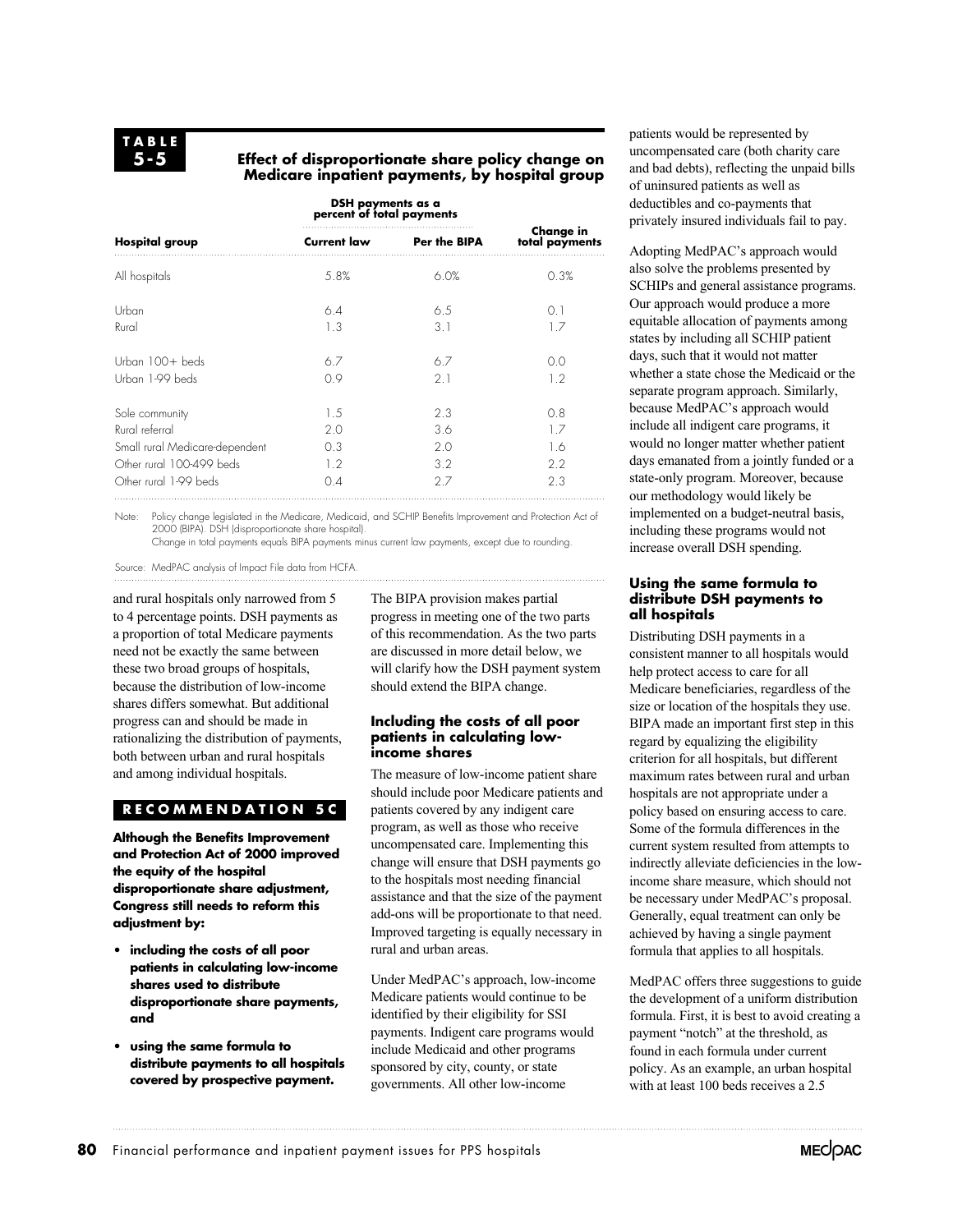**TABLE 5-5**

**Effect of disproportionate share policy change on Medicare inpatient payments, by hospital group**

| Hospital group | DSH payments as a percent of total payments | | Change in total payments |
|---|---|---|---|
| | Current law | Per the BIPA | |
| All hospitals | 5.8% | 6.0% | 0.3% |
| Urban | 6.4 | 6.5 | 0.1 |
| Rural | 1.3 | 3.1 | 1.7 |
| Urban 100+ beds | 6.7 | 6.7 | 0.0 |
| Urban 1-99 beds | 0.9 | 2.1 | 1.2 |
| Sole community | 1.5 | 2.3 | 0.8 |
| Rural referral | 2.0 | 3.6 | 1.7 |
| Small rural Medicare-dependent | 0.3 | 2.0 | 1.6 |
| Other rural 100-499 beds | 1.2 | 3.2 | 2.2 |
| Other rural 1-99 beds | 0.4 | 2.7 | 2.3 |

Note: Policy change legislated in the Medicare, Medicaid, and SCHIP Benefits Improvement and Protection Act of 2000 (BIPA). DSH (disproportionate share hospital).
Change in total payments equals BIPA payments minus current law payments, except due to rounding.

Source: MedPAC analysis of Impact File data from HCFA.

and rural hospitals only narrowed from 5 to 4 percentage points. DSH payments as a proportion of total Medicare payments need not be exactly the same between these two broad groups of hospitals, because the distribution of low-income shares differs somewhat. But additional progress can and should be made in rationalizing the distribution of payments, both between urban and rural hospitals and among individual hospitals.

**RECOMMENDATION 5C**

**Although the Benefits Improvement and Protection Act of 2000 improved the equity of the hospital disproportionate share adjustment, Congress still needs to reform this adjustment by:**

- **including the costs of all poor patients in calculating low-income shares used to distribute disproportionate share payments, and**
- **using the same formula to distribute payments to all hospitals covered by prospective payment.**

The BIPA provision makes partial progress in meeting one of the two parts of this recommendation. As the two parts are discussed in more detail below, we will clarify how the DSH payment system should extend the BIPA change.

### Including the costs of all poor patients in calculating low-income shares

The measure of low-income patient share should include poor Medicare patients and patients covered by any indigent care program, as well as those who receive uncompensated care. Implementing this change will ensure that DSH payments go to the hospitals most needing financial assistance and that the size of the payment add-ons will be proportionate to that need. Improved targeting is equally necessary in rural and urban areas.

Under MedPAC's approach, low-income Medicare patients would continue to be identified by their eligibility for SSI payments. Indigent care programs would include Medicaid and other programs sponsored by city, county, or state governments. All other low-income patients would be represented by uncompensated care (both charity care and bad debts), reflecting the unpaid bills of uninsured patients as well as deductibles and co-payments that privately insured individuals fail to pay.

Adopting MedPAC's approach would also solve the problems presented by SCHIPs and general assistance programs. Our approach would produce a more equitable allocation of payments among states by including all SCHIP patient days, such that it would not matter whether a state chose the Medicaid or the separate program approach. Similarly, because MedPAC's approach would include all indigent care programs, it would no longer matter whether patient days emanated from a jointly funded or a state-only program. Moreover, because our methodology would likely be implemented on a budget-neutral basis, including these programs would not increase overall DSH spending.

### Using the same formula to distribute DSH payments to all hospitals

Distributing DSH payments in a consistent manner to all hospitals would help protect access to care for all Medicare beneficiaries, regardless of the size or location of the hospitals they use. BIPA made an important first step in this regard by equalizing the eligibility criterion for all hospitals, but different maximum rates between rural and urban hospitals are not appropriate under a policy based on ensuring access to care. Some of the formula differences in the current system resulted from attempts to indirectly alleviate deficiencies in the low-income share measure, which should not be necessary under MedPAC's proposal. Generally, equal treatment can only be achieved by having a single payment formula that applies to all hospitals.

MedPAC offers three suggestions to guide the development of a uniform distribution formula. First, it is best to avoid creating a payment "notch" at the threshold, as found in each formula under current policy. As an example, an urban hospital with at least 100 beds receives a 2.5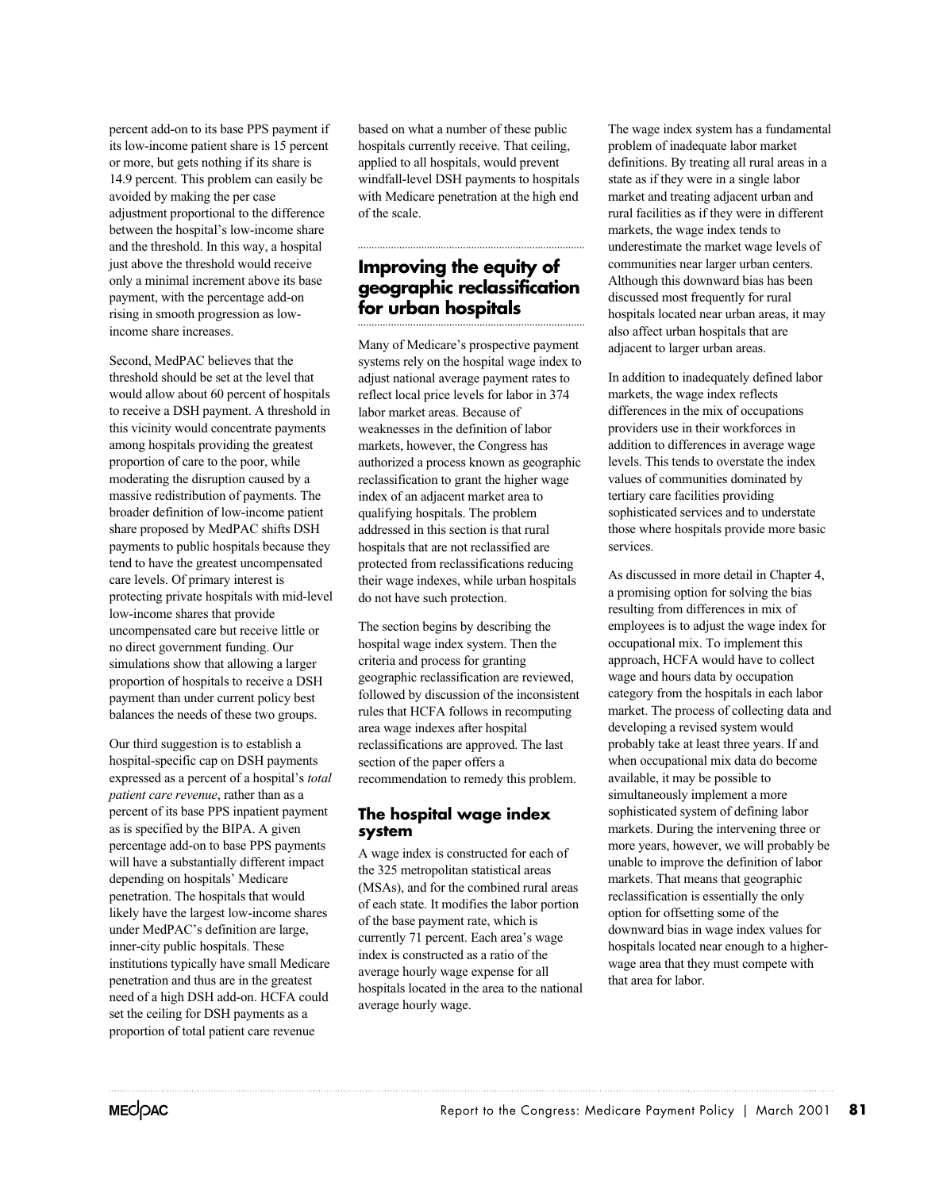percent add-on to its base PPS payment if its low-income patient share is 15 percent or more, but gets nothing if its share is 14.9 percent. This problem can easily be avoided by making the per case adjustment proportional to the difference between the hospital's low-income share and the threshold. In this way, a hospital just above the threshold would receive only a minimal increment above its base payment, with the percentage add-on rising in smooth progression as low-income share increases.

Second, MedPAC believes that the threshold should be set at the level that would allow about 60 percent of hospitals to receive a DSH payment. A threshold in this vicinity would concentrate payments among hospitals providing the greatest proportion of care to the poor, while moderating the disruption caused by a massive redistribution of payments. The broader definition of low-income patient share proposed by MedPAC shifts DSH payments to public hospitals because they tend to have the greatest uncompensated care levels. Of primary interest is protecting private hospitals with mid-level low-income shares that provide uncompensated care but receive little or no direct government funding. Our simulations show that allowing a larger proportion of hospitals to receive a DSH payment than under current policy best balances the needs of these two groups.

Our third suggestion is to establish a hospital-specific cap on DSH payments expressed as a percent of a hospital's *total patient care revenue*, rather than as a percent of its base PPS inpatient payment as is specified by the BIPA. A given percentage add-on to base PPS payments will have a substantially different impact depending on hospitals' Medicare penetration. The hospitals that would likely have the largest low-income shares under MedPAC's definition are large, inner-city public hospitals. These institutions typically have small Medicare penetration and thus are in the greatest need of a high DSH add-on. HCFA could set the ceiling for DSH payments as a proportion of total patient care revenue based on what a number of these public hospitals currently receive. That ceiling, applied to all hospitals, would prevent windfall-level DSH payments to hospitals with Medicare penetration at the high end of the scale.

## Improving the equity of geographic reclassification for urban hospitals

Many of Medicare's prospective payment systems rely on the hospital wage index to adjust national average payment rates to reflect local price levels for labor in 374 labor market areas. Because of weaknesses in the definition of labor markets, however, the Congress has authorized a process known as geographic reclassification to grant the higher wage index of an adjacent market area to qualifying hospitals. The problem addressed in this section is that rural hospitals that are not reclassified are protected from reclassifications reducing their wage indexes, while urban hospitals do not have such protection.

The section begins by describing the hospital wage index system. Then the criteria and process for granting geographic reclassification are reviewed, followed by discussion of the inconsistent rules that HCFA follows in recomputing area wage indexes after hospital reclassifications are approved. The last section of the paper offers a recommendation to remedy this problem.

### The hospital wage index system

A wage index is constructed for each of the 325 metropolitan statistical areas (MSAs), and for the combined rural areas of each state. It modifies the labor portion of the base payment rate, which is currently 71 percent. Each area's wage index is constructed as a ratio of the average hourly wage expense for all hospitals located in the area to the national average hourly wage.

The wage index system has a fundamental problem of inadequate labor market definitions. By treating all rural areas in a state as if they were in a single labor market and treating adjacent urban and rural facilities as if they were in different markets, the wage index tends to underestimate the market wage levels of communities near larger urban centers. Although this downward bias has been discussed most frequently for rural hospitals located near urban areas, it may also affect urban hospitals that are adjacent to larger urban areas.

In addition to inadequately defined labor markets, the wage index reflects differences in the mix of occupations providers use in their workforces in addition to differences in average wage levels. This tends to overstate the index values of communities dominated by tertiary care facilities providing sophisticated services and to understate those where hospitals provide more basic services.

As discussed in more detail in Chapter 4, a promising option for solving the bias resulting from differences in mix of employees is to adjust the wage index for occupational mix. To implement this approach, HCFA would have to collect wage and hours data by occupation category from the hospitals in each labor market. The process of collecting data and developing a revised system would probably take at least three years. If and when occupational mix data do become available, it may be possible to simultaneously implement a more sophisticated system of defining labor markets. During the intervening three or more years, however, we will probably be unable to improve the definition of labor markets. That means that geographic reclassification is essentially the only option for offsetting some of the downward bias in wage index values for hospitals located near enough to a higher-wage area that they must compete with that area for labor.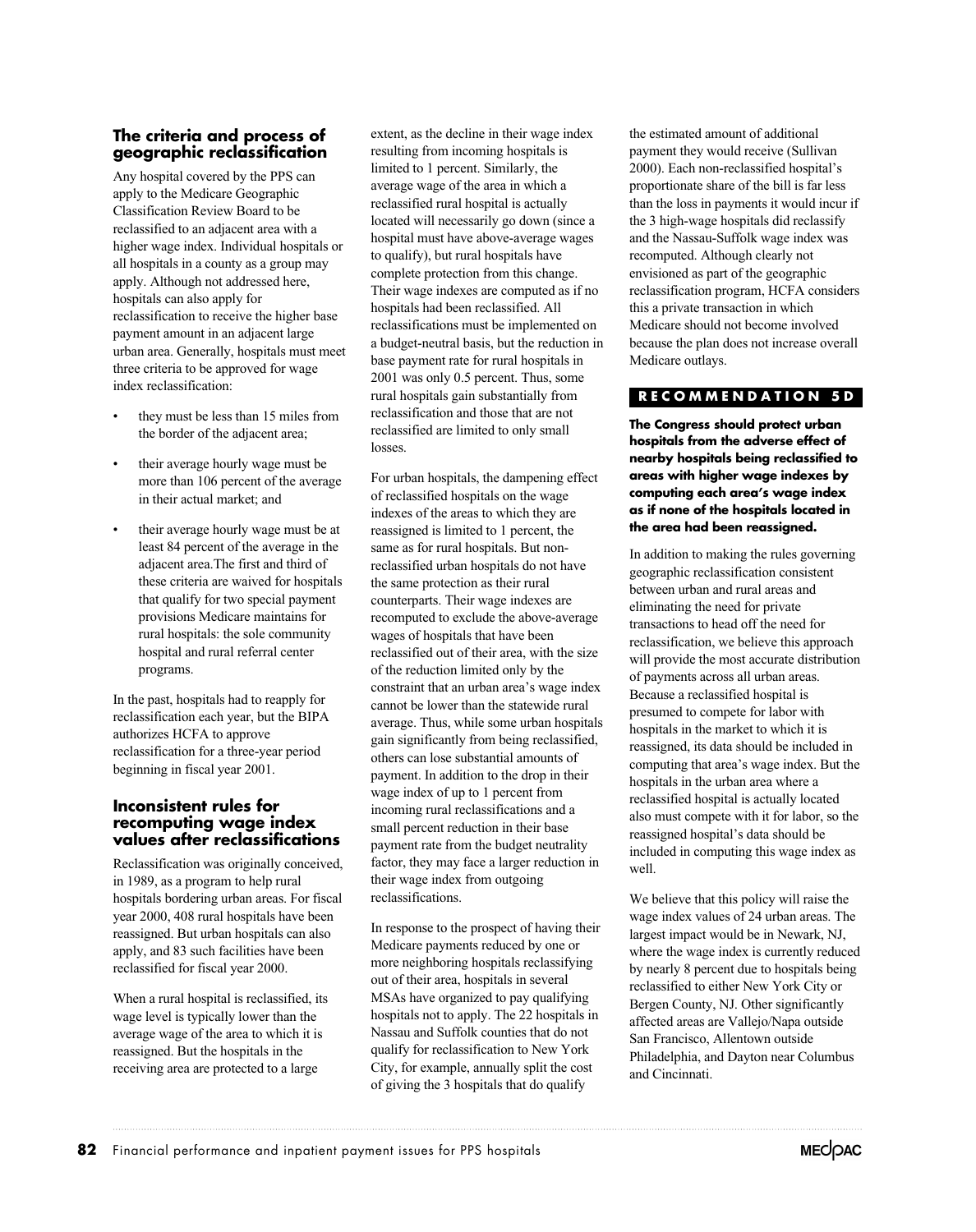## The criteria and process of geographic reclassification

Any hospital covered by the PPS can apply to the Medicare Geographic Classification Review Board to be reclassified to an adjacent area with a higher wage index. Individual hospitals or all hospitals in a county as a group may apply. Although not addressed here, hospitals can also apply for reclassification to receive the higher base payment amount in an adjacent large urban area. Generally, hospitals must meet three criteria to be approved for wage index reclassification:

- they must be less than 15 miles from the border of the adjacent area;
- their average hourly wage must be more than 106 percent of the average in their actual market; and
- their average hourly wage must be at least 84 percent of the average in the adjacent area.The first and third of these criteria are waived for hospitals that qualify for two special payment provisions Medicare maintains for rural hospitals: the sole community hospital and rural referral center programs.

In the past, hospitals had to reapply for reclassification each year, but the BIPA authorizes HCFA to approve reclassification for a three-year period beginning in fiscal year 2001.

## Inconsistent rules for recomputing wage index values after reclassifications

Reclassification was originally conceived, in 1989, as a program to help rural hospitals bordering urban areas. For fiscal year 2000, 408 rural hospitals have been reassigned. But urban hospitals can also apply, and 83 such facilities have been reclassified for fiscal year 2000.

When a rural hospital is reclassified, its wage level is typically lower than the average wage of the area to which it is reassigned. But the hospitals in the receiving area are protected to a large extent, as the decline in their wage index resulting from incoming hospitals is limited to 1 percent. Similarly, the average wage of the area in which a reclassified rural hospital is actually located will necessarily go down (since a hospital must have above-average wages to qualify), but rural hospitals have complete protection from this change. Their wage indexes are computed as if no hospitals had been reclassified. All reclassifications must be implemented on a budget-neutral basis, but the reduction in base payment rate for rural hospitals in 2001 was only 0.5 percent. Thus, some rural hospitals gain substantially from reclassification and those that are not reclassified are limited to only small losses.

For urban hospitals, the dampening effect of reclassified hospitals on the wage indexes of the areas to which they are reassigned is limited to 1 percent, the same as for rural hospitals. But non-reclassified urban hospitals do not have the same protection as their rural counterparts. Their wage indexes are recomputed to exclude the above-average wages of hospitals that have been reclassified out of their area, with the size of the reduction limited only by the constraint that an urban area's wage index cannot be lower than the statewide rural average. Thus, while some urban hospitals gain significantly from being reclassified, others can lose substantial amounts of payment. In addition to the drop in their wage index of up to 1 percent from incoming rural reclassifications and a small percent reduction in their base payment rate from the budget neutrality factor, they may face a larger reduction in their wage index from outgoing reclassifications.

In response to the prospect of having their Medicare payments reduced by one or more neighboring hospitals reclassifying out of their area, hospitals in several MSAs have organized to pay qualifying hospitals not to apply. The 22 hospitals in Nassau and Suffolk counties that do not qualify for reclassification to New York City, for example, annually split the cost of giving the 3 hospitals that do qualify the estimated amount of additional payment they would receive (Sullivan 2000). Each non-reclassified hospital's proportionate share of the bill is far less than the loss in payments it would incur if the 3 high-wage hospitals did reclassify and the Nassau-Suffolk wage index was recomputed. Although clearly not envisioned as part of the geographic reclassification program, HCFA considers this a private transaction in which Medicare should not become involved because the plan does not increase overall Medicare outlays.

**RECOMMENDATION 5D**

**The Congress should protect urban hospitals from the adverse effect of nearby hospitals being reclassified to areas with higher wage indexes by computing each area's wage index as if none of the hospitals located in the area had been reassigned.**

In addition to making the rules governing geographic reclassification consistent between urban and rural areas and eliminating the need for private transactions to head off the need for reclassification, we believe this approach will provide the most accurate distribution of payments across all urban areas. Because a reclassified hospital is presumed to compete for labor with hospitals in the market to which it is reassigned, its data should be included in computing that area's wage index. But the hospitals in the urban area where a reclassified hospital is actually located also must compete with it for labor, so the reassigned hospital's data should be included in computing this wage index as well.

We believe that this policy will raise the wage index values of 24 urban areas. The largest impact would be in Newark, NJ, where the wage index is currently reduced by nearly 8 percent due to hospitals being reclassified to either New York City or Bergen County, NJ. Other significantly affected areas are Vallejo/Napa outside San Francisco, Allentown outside Philadelphia, and Dayton near Columbus and Cincinnati.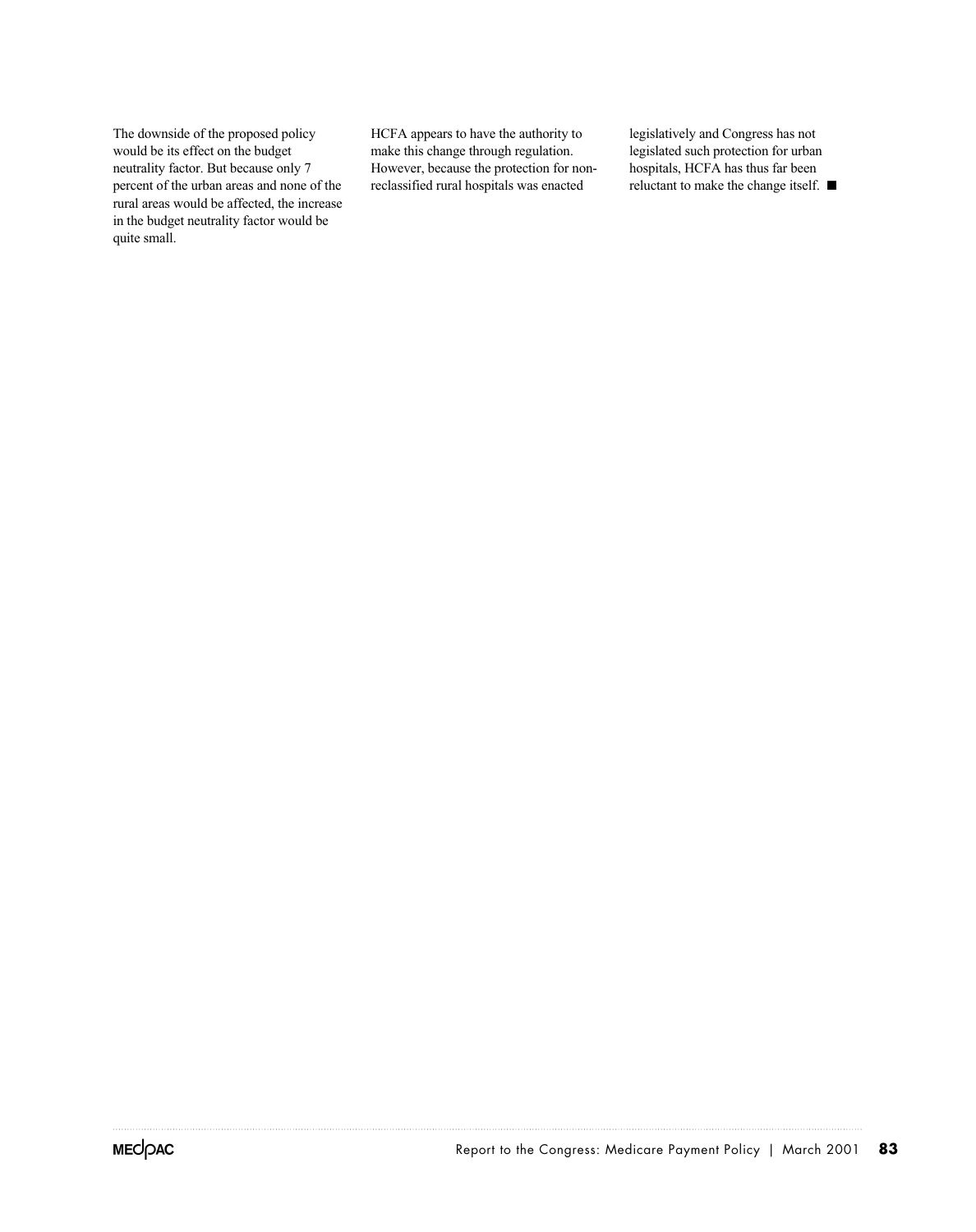The downside of the proposed policy would be its effect on the budget neutrality factor. But because only 7 percent of the urban areas and none of the rural areas would be affected, the increase in the budget neutrality factor would be quite small.

HCFA appears to have the authority to make this change through regulation. However, because the protection for non-reclassified rural hospitals was enacted legislatively and Congress has not legislated such protection for urban hospitals, HCFA has thus far been reluctant to make the change itself. ■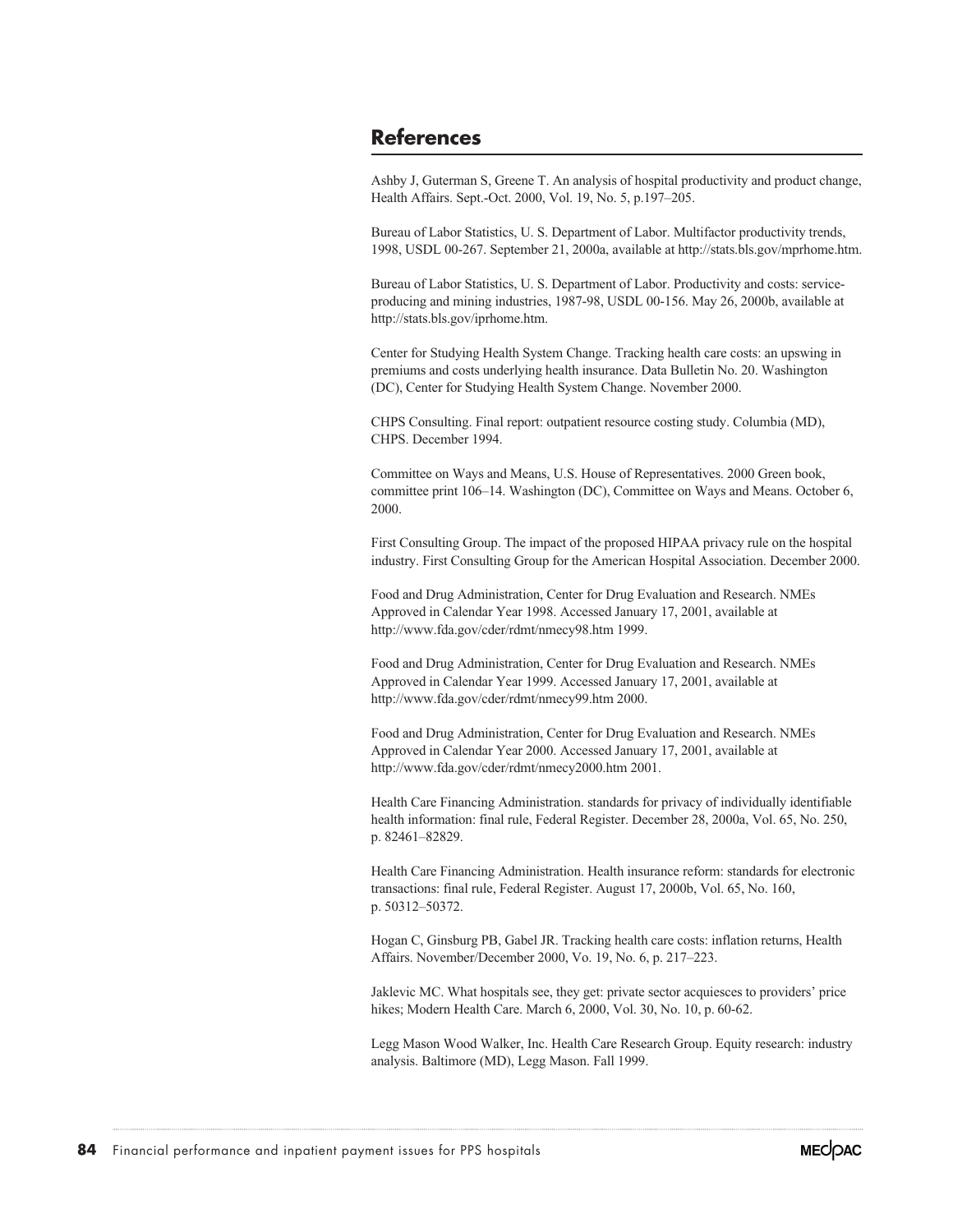## References

Ashby J, Guterman S, Greene T. An analysis of hospital productivity and product change, Health Affairs. Sept.-Oct. 2000, Vol. 19, No. 5, p.197–205.

Bureau of Labor Statistics, U. S. Department of Labor. Multifactor productivity trends, 1998, USDL 00-267. September 21, 2000a, available at http://stats.bls.gov/mprhome.htm.

Bureau of Labor Statistics, U. S. Department of Labor. Productivity and costs: service-producing and mining industries, 1987-98, USDL 00-156. May 26, 2000b, available at http://stats.bls.gov/iprhome.htm.

Center for Studying Health System Change. Tracking health care costs: an upswing in premiums and costs underlying health insurance. Data Bulletin No. 20. Washington (DC), Center for Studying Health System Change. November 2000.

CHPS Consulting. Final report: outpatient resource costing study. Columbia (MD), CHPS. December 1994.

Committee on Ways and Means, U.S. House of Representatives. 2000 Green book, committee print 106–14. Washington (DC), Committee on Ways and Means. October 6, 2000.

First Consulting Group. The impact of the proposed HIPAA privacy rule on the hospital industry. First Consulting Group for the American Hospital Association. December 2000.

Food and Drug Administration, Center for Drug Evaluation and Research. NMEs Approved in Calendar Year 1998. Accessed January 17, 2001, available at http://www.fda.gov/cder/rdmt/nmecy98.htm 1999.

Food and Drug Administration, Center for Drug Evaluation and Research. NMEs Approved in Calendar Year 1999. Accessed January 17, 2001, available at http://www.fda.gov/cder/rdmt/nmecy99.htm 2000.

Food and Drug Administration, Center for Drug Evaluation and Research. NMEs Approved in Calendar Year 2000. Accessed January 17, 2001, available at http://www.fda.gov/cder/rdmt/nmecy2000.htm 2001.

Health Care Financing Administration. standards for privacy of individually identifiable health information: final rule, Federal Register. December 28, 2000a, Vol. 65, No. 250, p. 82461–82829.

Health Care Financing Administration. Health insurance reform: standards for electronic transactions: final rule, Federal Register. August 17, 2000b, Vol. 65, No. 160, p. 50312–50372.

Hogan C, Ginsburg PB, Gabel JR. Tracking health care costs: inflation returns, Health Affairs. November/December 2000, Vo. 19, No. 6, p. 217–223.

Jaklevic MC. What hospitals see, they get: private sector acquiesces to providers' price hikes; Modern Health Care. March 6, 2000, Vol. 30, No. 10, p. 60-62.

Legg Mason Wood Walker, Inc. Health Care Research Group. Equity research: industry analysis. Baltimore (MD), Legg Mason. Fall 1999.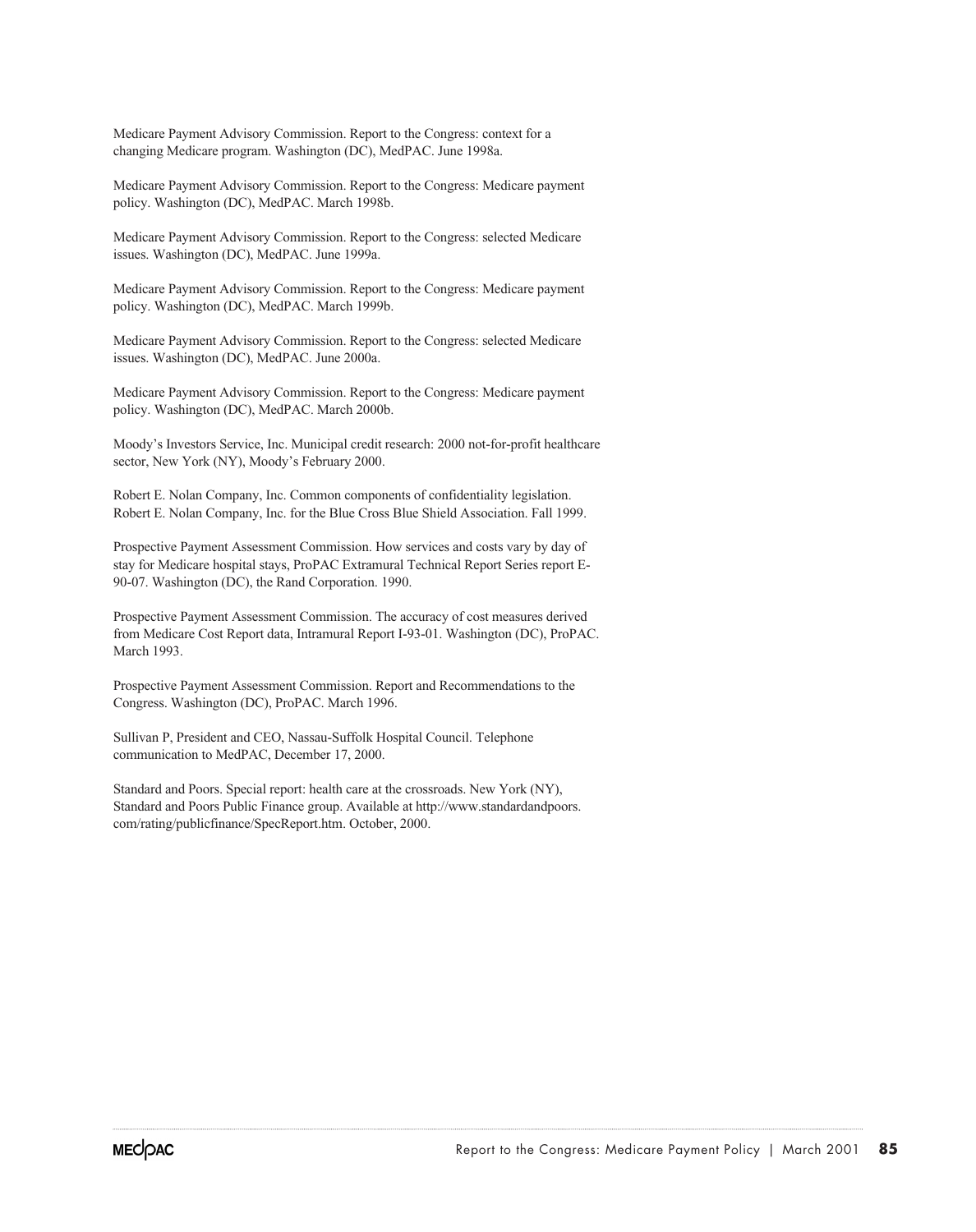Medicare Payment Advisory Commission. Report to the Congress: context for a changing Medicare program. Washington (DC), MedPAC. June 1998a.

Medicare Payment Advisory Commission. Report to the Congress: Medicare payment policy. Washington (DC), MedPAC. March 1998b.

Medicare Payment Advisory Commission. Report to the Congress: selected Medicare issues. Washington (DC), MedPAC. June 1999a.

Medicare Payment Advisory Commission. Report to the Congress: Medicare payment policy. Washington (DC), MedPAC. March 1999b.

Medicare Payment Advisory Commission. Report to the Congress: selected Medicare issues. Washington (DC), MedPAC. June 2000a.

Medicare Payment Advisory Commission. Report to the Congress: Medicare payment policy. Washington (DC), MedPAC. March 2000b.

Moody's Investors Service, Inc. Municipal credit research: 2000 not-for-profit healthcare sector, New York (NY), Moody's February 2000.

Robert E. Nolan Company, Inc. Common components of confidentiality legislation. Robert E. Nolan Company, Inc. for the Blue Cross Blue Shield Association. Fall 1999.

Prospective Payment Assessment Commission. How services and costs vary by day of stay for Medicare hospital stays, ProPAC Extramural Technical Report Series report E-90-07. Washington (DC), the Rand Corporation. 1990.

Prospective Payment Assessment Commission. The accuracy of cost measures derived from Medicare Cost Report data, Intramural Report I-93-01. Washington (DC), ProPAC. March 1993.

Prospective Payment Assessment Commission. Report and Recommendations to the Congress. Washington (DC), ProPAC. March 1996.

Sullivan P, President and CEO, Nassau-Suffolk Hospital Council. Telephone communication to MedPAC, December 17, 2000.

Standard and Poors. Special report: health care at the crossroads. New York (NY), Standard and Poors Public Finance group. Available at http://www.standardandpoors.com/rating/publicfinance/SpecReport.htm. October, 2000.